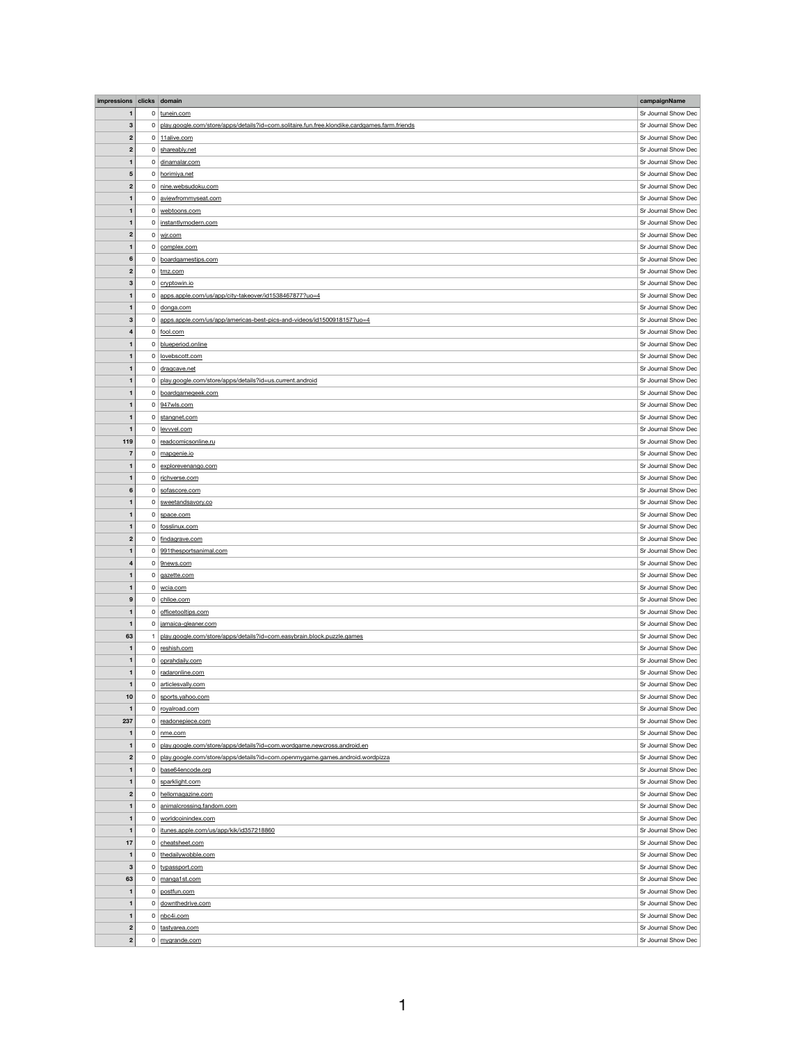| impressions | clicks | domain | campaignName |
|---|---|---|---|
| 1 | 0 | tunein.com | Sr Journal Show Dec |
| 3 | 0 | play.google.com/store/apps/details?id=com.solitaire.fun.free.klondike.cardgames.farm.friends | Sr Journal Show Dec |
| 2 | 0 | 11alive.com | Sr Journal Show Dec |
| 2 | 0 | shareably.net | Sr Journal Show Dec |
| 1 | 0 | dinamalar.com | Sr Journal Show Dec |
| 5 | 0 | horimiya.net | Sr Journal Show Dec |
| 2 | 0 | nine.websudoku.com | Sr Journal Show Dec |
| 1 | 0 | aviewfrommyseat.com | Sr Journal Show Dec |
| 1 | 0 | webtoons.com | Sr Journal Show Dec |
| 1 | 0 | instantlymodern.com | Sr Journal Show Dec |
| 2 | 0 | wjr.com | Sr Journal Show Dec |
| 1 | 0 | complex.com | Sr Journal Show Dec |
| 6 | 0 | boardgamestips.com | Sr Journal Show Dec |
| 2 | 0 | tmz.com | Sr Journal Show Dec |
| 3 | 0 | cryptowin.io | Sr Journal Show Dec |
| 1 | 0 | apps.apple.com/us/app/city-takeover/id1538467877?uo=4 | Sr Journal Show Dec |
| 1 | 0 | donga.com | Sr Journal Show Dec |
| 3 | 0 | apps.apple.com/us/app/americas-best-pics-and-videos/id1500918157?uo=4 | Sr Journal Show Dec |
| 4 | 0 | fool.com | Sr Journal Show Dec |
| 1 | 0 | blueperiod.online | Sr Journal Show Dec |
| 1 | 0 | lovebscott.com | Sr Journal Show Dec |
| 1 | 0 | dragcave.net | Sr Journal Show Dec |
| 1 | 0 | play.google.com/store/apps/details?id=us.current.android | Sr Journal Show Dec |
| 1 | 0 | boardgamegeek.com | Sr Journal Show Dec |
| 1 | 0 | 947wls.com | Sr Journal Show Dec |
| 1 | 0 | stangnet.com | Sr Journal Show Dec |
| 1 | 0 | levvvel.com | Sr Journal Show Dec |
| 119 | 0 | readcomicsonline.ru | Sr Journal Show Dec |
| 7 | 0 | mapgenie.io | Sr Journal Show Dec |
| 1 | 0 | explorevenango.com | Sr Journal Show Dec |
| 1 | 0 | richverse.com | Sr Journal Show Dec |
| 6 | 0 | sofascore.com | Sr Journal Show Dec |
| 1 | 0 | sweetandsavory.co | Sr Journal Show Dec |
| 1 | 0 | space.com | Sr Journal Show Dec |
| 1 | 0 | fosslinux.com | Sr Journal Show Dec |
| 2 | 0 | findagrave.com | Sr Journal Show Dec |
| 1 | 0 | 991thesportsanimal.com | Sr Journal Show Dec |
| 4 | 0 | 9news.com | Sr Journal Show Dec |
| 1 | 0 | gazette.com | Sr Journal Show Dec |
| 1 | 0 | wcia.com | Sr Journal Show Dec |
| 9 | 0 | chloe.com | Sr Journal Show Dec |
| 1 | 0 | officetooltips.com | Sr Journal Show Dec |
| 1 | 0 | jamaica-gleaner.com | Sr Journal Show Dec |
| 63 | 1 | play.google.com/store/apps/details?id=com.easybrain.block.puzzle.games | Sr Journal Show Dec |
| 1 | 0 | reshish.com | Sr Journal Show Dec |
| 1 | 0 | oprahdaily.com | Sr Journal Show Dec |
| 1 | 0 | radaronline.com | Sr Journal Show Dec |
| 1 | 0 | articlesvally.com | Sr Journal Show Dec |
| 10 | 0 | sports.yahoo.com | Sr Journal Show Dec |
| 1 | 0 | royalroad.com | Sr Journal Show Dec |
| 237 | 0 | readonepiece.com | Sr Journal Show Dec |
| 1 | 0 | nme.com | Sr Journal Show Dec |
| 1 | 0 | play.google.com/store/apps/details?id=com.wordgame.newcross.android.en | Sr Journal Show Dec |
| 2 | 0 | play.google.com/store/apps/details?id=com.openmygame.games.android.wordpizza | Sr Journal Show Dec |
| 1 | 0 | base64encode.org | Sr Journal Show Dec |
| 1 | 0 | sparklight.com | Sr Journal Show Dec |
| 2 | 0 | hellomagazine.com | Sr Journal Show Dec |
| 1 | 0 | animalcrossing.fandom.com | Sr Journal Show Dec |
| 1 | 0 | worldcoinindex.com | Sr Journal Show Dec |
| 1 | 0 | itunes.apple.com/us/app/kik/id357218860 | Sr Journal Show Dec |
| 17 | 0 | cheatsheet.com | Sr Journal Show Dec |
| 1 | 0 | thedailywobble.com | Sr Journal Show Dec |
| 3 | 0 | tvpassport.com | Sr Journal Show Dec |
| 63 | 0 | manga1st.com | Sr Journal Show Dec |
| 1 | 0 | postfun.com | Sr Journal Show Dec |
| 1 | 0 | downthedrive.com | Sr Journal Show Dec |
| 1 | 0 | nbc4i.com | Sr Journal Show Dec |
| 2 | 0 | tastyarea.com | Sr Journal Show Dec |
| 2 | 0 | mygrande.com | Sr Journal Show Dec |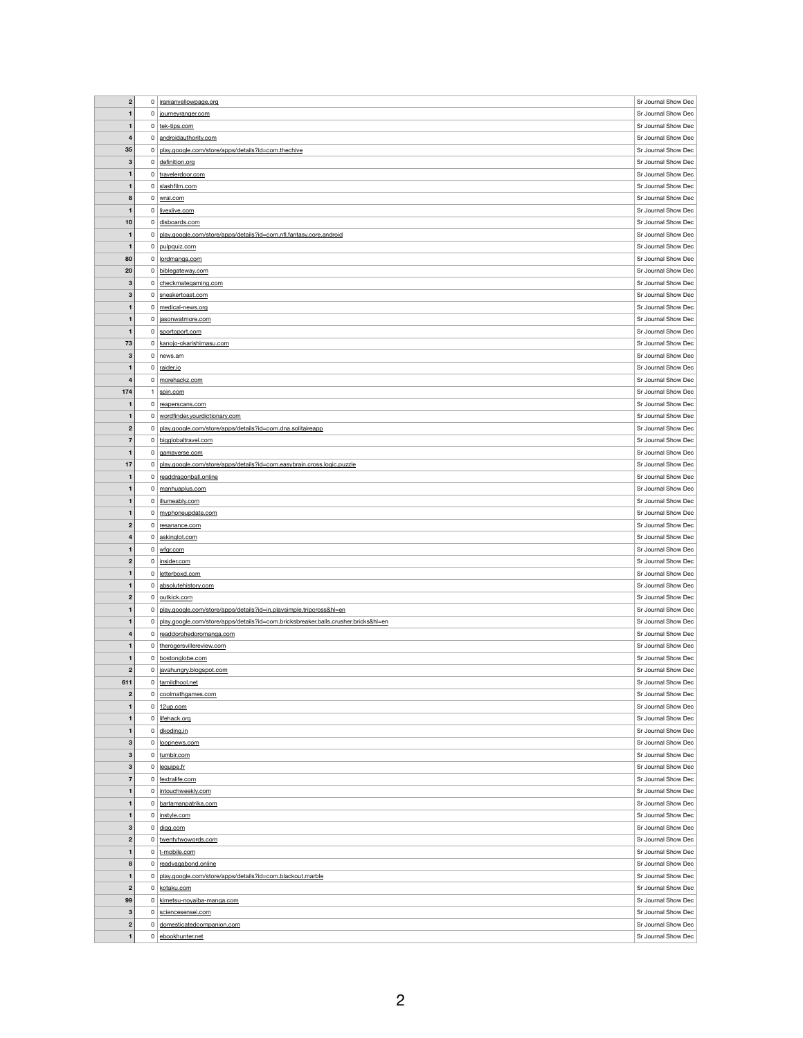| | | | |
|---|---|---|---|
| 2 | 0 | iranianyellowpage.org | Sr Journal Show Dec |
| 1 | 0 | journeyranger.com | Sr Journal Show Dec |
| 1 | 0 | tek-tips.com | Sr Journal Show Dec |
| 4 | 0 | androidauthority.com | Sr Journal Show Dec |
| 35 | 0 | play.google.com/store/apps/details?id=com.thechive | Sr Journal Show Dec |
| 3 | 0 | definition.org | Sr Journal Show Dec |
| 1 | 0 | travelerdoor.com | Sr Journal Show Dec |
| 1 | 0 | slashfilm.com | Sr Journal Show Dec |
| 8 | 0 | wral.com | Sr Journal Show Dec |
| 1 | 0 | livexlive.com | Sr Journal Show Dec |
| 10 | 0 | disboards.com | Sr Journal Show Dec |
| 1 | 0 | play.google.com/store/apps/details?id=com.nfl.fantasy.core.android | Sr Journal Show Dec |
| 1 | 0 | pulpquiz.com | Sr Journal Show Dec |
| 80 | 0 | lordmanga.com | Sr Journal Show Dec |
| 20 | 0 | biblegateway.com | Sr Journal Show Dec |
| 3 | 0 | checkmategaming.com | Sr Journal Show Dec |
| 3 | 0 | sneakertoast.com | Sr Journal Show Dec |
| 1 | 0 | medical-news.org | Sr Journal Show Dec |
| 1 | 0 | jasonwatmore.com | Sr Journal Show Dec |
| 1 | 0 | sportoport.com | Sr Journal Show Dec |
| 73 | 0 | kanojo-okarishimasu.com | Sr Journal Show Dec |
| 3 | 0 | news.am | Sr Journal Show Dec |
| 1 | 0 | raider.io | Sr Journal Show Dec |
| 4 | 0 | morehackz.com | Sr Journal Show Dec |
| 174 | 1 | spin.com | Sr Journal Show Dec |
| 1 | 0 | reaperscans.com | Sr Journal Show Dec |
| 1 | 0 | wordfinder.yourdictionary.com | Sr Journal Show Dec |
| 2 | 0 | play.google.com/store/apps/details?id=com.dna.solitaireapp | Sr Journal Show Dec |
| 7 | 0 | bigglobaltravel.com | Sr Journal Show Dec |
| 1 | 0 | gamaverse.com | Sr Journal Show Dec |
| 17 | 0 | play.google.com/store/apps/details?id=com.easybrain.cross.logic.puzzle | Sr Journal Show Dec |
| 1 | 0 | readdragonball.online | Sr Journal Show Dec |
| 1 | 0 | manhuaplus.com | Sr Journal Show Dec |
| 1 | 0 | illumeably.com | Sr Journal Show Dec |
| 1 | 0 | myphoneupdate.com | Sr Journal Show Dec |
| 2 | 0 | resanance.com | Sr Journal Show Dec |
| 4 | 0 | askinglot.com | Sr Journal Show Dec |
| 1 | 0 | wfgr.com | Sr Journal Show Dec |
| 2 | 0 | insider.com | Sr Journal Show Dec |
| 1 | 0 | letterboxd.com | Sr Journal Show Dec |
| 1 | 0 | absolutehistory.com | Sr Journal Show Dec |
| 2 | 0 | outkick.com | Sr Journal Show Dec |
| 1 | 0 | play.google.com/store/apps/details?id=in.playsimple.tripcross&hl=en | Sr Journal Show Dec |
| 1 | 0 | play.google.com/store/apps/details?id=com.bricksbreaker.balls.crusher.bricks&hl=en | Sr Journal Show Dec |
| 4 | 0 | readdorohedoromanga.com | Sr Journal Show Dec |
| 1 | 0 | therogersvillereview.com | Sr Journal Show Dec |
| 1 | 0 | bostonglobe.com | Sr Journal Show Dec |
| 2 | 0 | javahungry.blogspot.com | Sr Journal Show Dec |
| 611 | 0 | tamildhool.net | Sr Journal Show Dec |
| 2 | 0 | coolmathgames.com | Sr Journal Show Dec |
| 1 | 0 | 12up.com | Sr Journal Show Dec |
| 1 | 0 | lifehack.org | Sr Journal Show Dec |
| 1 | 0 | dkoding.in | Sr Journal Show Dec |
| 3 | 0 | loopnews.com | Sr Journal Show Dec |
| 3 | 0 | tumblr.com | Sr Journal Show Dec |
| 3 | 0 | lequipe.fr | Sr Journal Show Dec |
| 7 | 0 | fextralife.com | Sr Journal Show Dec |
| 1 | 0 | intouchweekly.com | Sr Journal Show Dec |
| 1 | 0 | bartamanpatrika.com | Sr Journal Show Dec |
| 1 | 0 | instyle.com | Sr Journal Show Dec |
| 3 | 0 | digg.com | Sr Journal Show Dec |
| 2 | 0 | twentytwowords.com | Sr Journal Show Dec |
| 1 | 0 | t-mobile.com | Sr Journal Show Dec |
| 8 | 0 | readvagabond.online | Sr Journal Show Dec |
| 1 | 0 | play.google.com/store/apps/details?id=com.blackout.marble | Sr Journal Show Dec |
| 2 | 0 | kotaku.com | Sr Journal Show Dec |
| 99 | 0 | kimetsu-noyaiba-manga.com | Sr Journal Show Dec |
| 3 | 0 | sciencesensei.com | Sr Journal Show Dec |
| 2 | 0 | domesticatedcompanion.com | Sr Journal Show Dec |
| 1 | 0 | ebookhunter.net | Sr Journal Show Dec |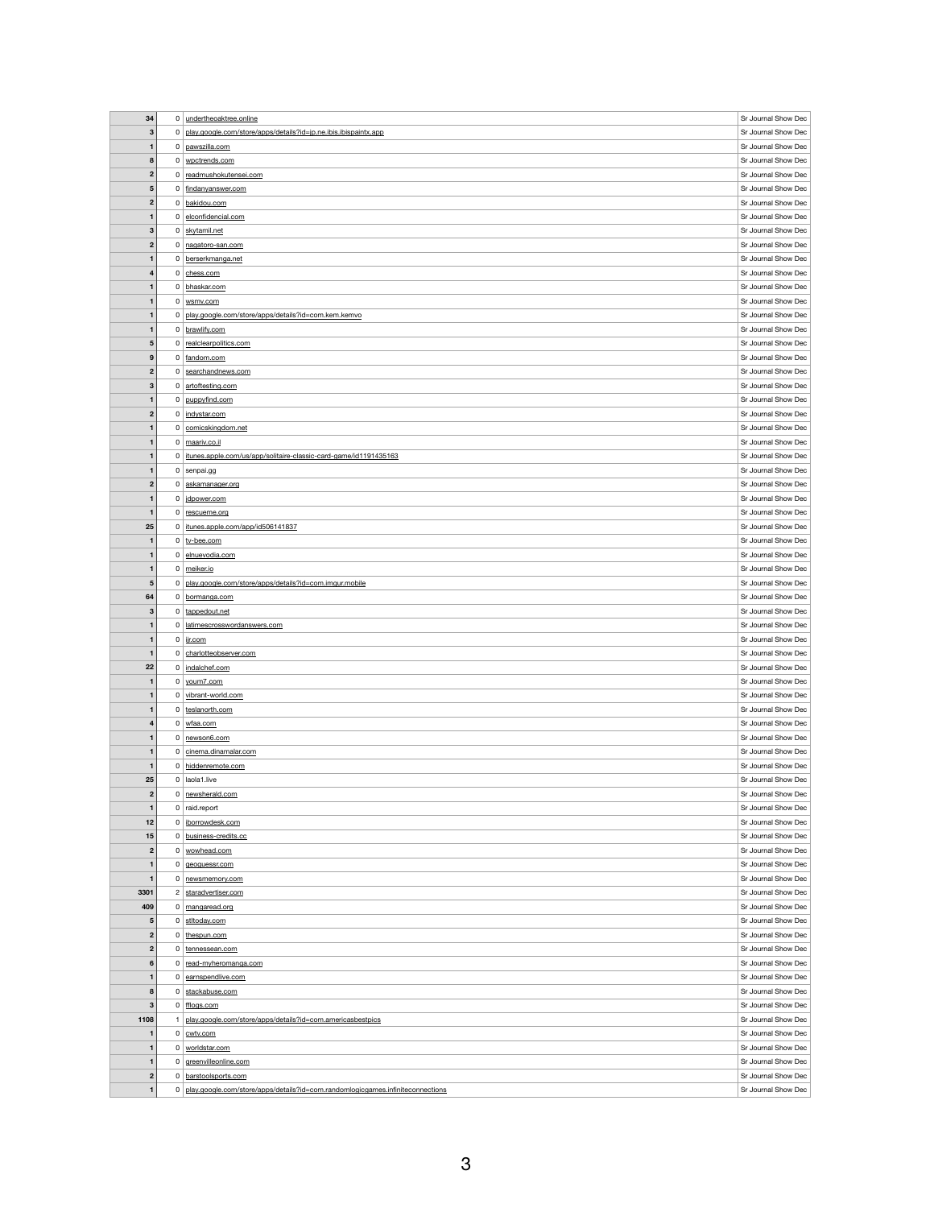| | | | |
|---|---|---|---|
| **34** | 0 | undertheoaktree.online | Sr Journal Show Dec |
| **3** | 0 | play.google.com/store/apps/details?id=jp.ne.ibis.ibispaintx.app | Sr Journal Show Dec |
| **1** | 0 | pawszilla.com | Sr Journal Show Dec |
| **8** | 0 | wpctrends.com | Sr Journal Show Dec |
| **2** | 0 | readmushokutensei.com | Sr Journal Show Dec |
| **5** | 0 | findanyanswer.com | Sr Journal Show Dec |
| **2** | 0 | bakidou.com | Sr Journal Show Dec |
| **1** | 0 | elconfidencial.com | Sr Journal Show Dec |
| **3** | 0 | skytamil.net | Sr Journal Show Dec |
| **2** | 0 | nagatoro-san.com | Sr Journal Show Dec |
| **1** | 0 | berserkmanga.net | Sr Journal Show Dec |
| **4** | 0 | chess.com | Sr Journal Show Dec |
| **1** | 0 | bhaskar.com | Sr Journal Show Dec |
| **1** | 0 | wsmv.com | Sr Journal Show Dec |
| **1** | 0 | play.google.com/store/apps/details?id=com.kem.kemvo | Sr Journal Show Dec |
| **1** | 0 | brawlify.com | Sr Journal Show Dec |
| **5** | 0 | realclearpolitics.com | Sr Journal Show Dec |
| **9** | 0 | fandom.com | Sr Journal Show Dec |
| **2** | 0 | searchandnews.com | Sr Journal Show Dec |
| **3** | 0 | artoftesting.com | Sr Journal Show Dec |
| **1** | 0 | puppyfind.com | Sr Journal Show Dec |
| **2** | 0 | indystar.com | Sr Journal Show Dec |
| **1** | 0 | comicskingdom.net | Sr Journal Show Dec |
| **1** | 0 | maariv.co.il | Sr Journal Show Dec |
| **1** | 0 | itunes.apple.com/us/app/solitaire-classic-card-game/id1191435163 | Sr Journal Show Dec |
| **1** | 0 | senpai.gg | Sr Journal Show Dec |
| **2** | 0 | askamanager.org | Sr Journal Show Dec |
| **1** | 0 | jdpower.com | Sr Journal Show Dec |
| **1** | 0 | rescueme.org | Sr Journal Show Dec |
| **25** | 0 | itunes.apple.com/app/id506141837 | Sr Journal Show Dec |
| **1** | 0 | tv-bee.com | Sr Journal Show Dec |
| **1** | 0 | elnuevodia.com | Sr Journal Show Dec |
| **1** | 0 | meiker.io | Sr Journal Show Dec |
| **5** | 0 | play.google.com/store/apps/details?id=com.imgur.mobile | Sr Journal Show Dec |
| **64** | 0 | bormanga.com | Sr Journal Show Dec |
| **3** | 0 | tappedout.net | Sr Journal Show Dec |
| **1** | 0 | latimescrosswordanswers.com | Sr Journal Show Dec |
| **1** | 0 | ijr.com | Sr Journal Show Dec |
| **1** | 0 | charlotteobserver.com | Sr Journal Show Dec |
| **22** | 0 | indalchef.com | Sr Journal Show Dec |
| **1** | 0 | youm7.com | Sr Journal Show Dec |
| **1** | 0 | vibrant-world.com | Sr Journal Show Dec |
| **1** | 0 | teslanorth.com | Sr Journal Show Dec |
| **4** | 0 | wfaa.com | Sr Journal Show Dec |
| **1** | 0 | newson6.com | Sr Journal Show Dec |
| **1** | 0 | cinema.dinamalar.com | Sr Journal Show Dec |
| **1** | 0 | hiddenremote.com | Sr Journal Show Dec |
| **25** | 0 | laola1.live | Sr Journal Show Dec |
| **2** | 0 | newsherald.com | Sr Journal Show Dec |
| **1** | 0 | raid.report | Sr Journal Show Dec |
| **12** | 0 | iborrowdesk.com | Sr Journal Show Dec |
| **15** | 0 | business-credits.cc | Sr Journal Show Dec |
| **2** | 0 | wowhead.com | Sr Journal Show Dec |
| **1** | 0 | geoguessr.com | Sr Journal Show Dec |
| **1** | 0 | newsmemory.com | Sr Journal Show Dec |
| **3301** | 2 | staradvertiser.com | Sr Journal Show Dec |
| **409** | 0 | mangaread.org | Sr Journal Show Dec |
| **5** | 0 | stltoday.com | Sr Journal Show Dec |
| **2** | 0 | thespun.com | Sr Journal Show Dec |
| **2** | 0 | tennessean.com | Sr Journal Show Dec |
| **6** | 0 | read-myheromanga.com | Sr Journal Show Dec |
| **1** | 0 | earnspendlive.com | Sr Journal Show Dec |
| **8** | 0 | stackabuse.com | Sr Journal Show Dec |
| **3** | 0 | fflogs.com | Sr Journal Show Dec |
| **1108** | 1 | play.google.com/store/apps/details?id=com.americasbestpics | Sr Journal Show Dec |
| **1** | 0 | cwtv.com | Sr Journal Show Dec |
| **1** | 0 | worldstar.com | Sr Journal Show Dec |
| **1** | 0 | greenvilleonline.com | Sr Journal Show Dec |
| **2** | 0 | barstoolsports.com | Sr Journal Show Dec |
| **1** | 0 | play.google.com/store/apps/details?id=com.randomlogicgames.infiniteconnections | Sr Journal Show Dec |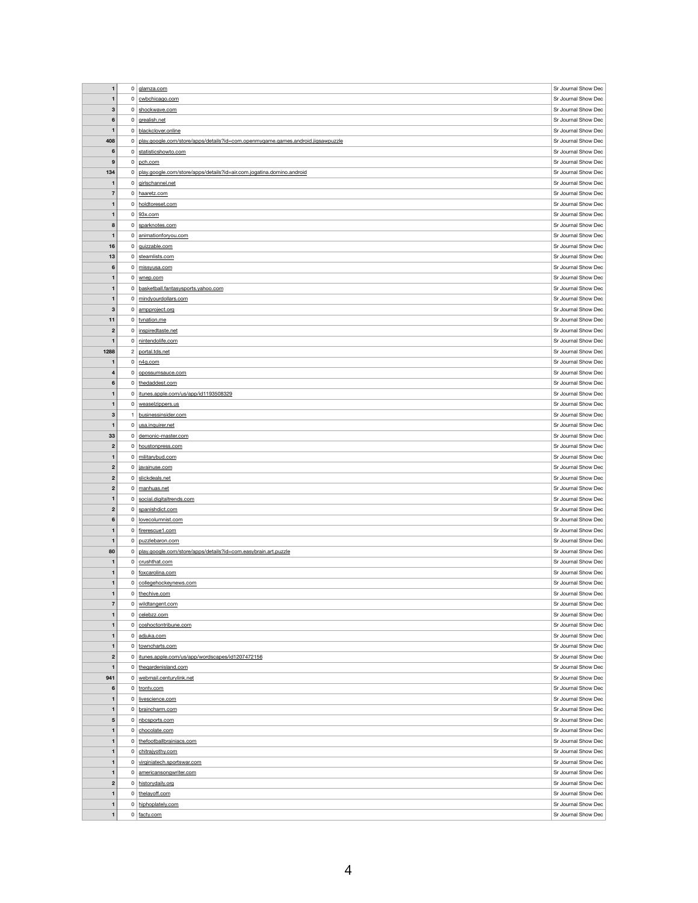| | | | |
|---|---|---|---|
| 1 | 0 | glamza.com | Sr Journal Show Dec |
| 1 | 0 | cwbchicago.com | Sr Journal Show Dec |
| 3 | 0 | shockwave.com | Sr Journal Show Dec |
| 6 | 0 | grealish.net | Sr Journal Show Dec |
| 1 | 0 | blackclover.online | Sr Journal Show Dec |
| 408 | 0 | play.google.com/store/apps/details?id=com.openmygame.games.android.jigsawpuzzle | Sr Journal Show Dec |
| 6 | 0 | statisticshowto.com | Sr Journal Show Dec |
| 9 | 0 | pch.com | Sr Journal Show Dec |
| 134 | 0 | play.google.com/store/apps/details?id=air.com.jogatina.domino.android | Sr Journal Show Dec |
| 1 | 0 | girlschannel.net | Sr Journal Show Dec |
| 7 | 0 | haaretz.com | Sr Journal Show Dec |
| 1 | 0 | holdtoreset.com | Sr Journal Show Dec |
| 1 | 0 | 93x.com | Sr Journal Show Dec |
| 8 | 0 | sparknotes.com | Sr Journal Show Dec |
| 1 | 0 | animationforyou.com | Sr Journal Show Dec |
| 16 | 0 | quizzable.com | Sr Journal Show Dec |
| 13 | 0 | steamlists.com | Sr Journal Show Dec |
| 6 | 0 | missyusa.com | Sr Journal Show Dec |
| 1 | 0 | wnep.com | Sr Journal Show Dec |
| 1 | 0 | basketball.fantasysports.yahoo.com | Sr Journal Show Dec |
| 1 | 0 | mindyourdollars.com | Sr Journal Show Dec |
| 3 | 0 | ampproject.org | Sr Journal Show Dec |
| 11 | 0 | tvnation.me | Sr Journal Show Dec |
| 2 | 0 | inspiredtaste.net | Sr Journal Show Dec |
| 1 | 0 | nintendolife.com | Sr Journal Show Dec |
| 1288 | 2 | portal.tds.net | Sr Journal Show Dec |
| 1 | 0 | n4g.com | Sr Journal Show Dec |
| 4 | 0 | opossumsauce.com | Sr Journal Show Dec |
| 6 | 0 | thedaddest.com | Sr Journal Show Dec |
| 1 | 0 | itunes.apple.com/us/app/id1193508329 | Sr Journal Show Dec |
| 1 | 0 | weaselzippers.us | Sr Journal Show Dec |
| 3 | 1 | businessinsider.com | Sr Journal Show Dec |
| 1 | 0 | usa.inquirer.net | Sr Journal Show Dec |
| 33 | 0 | demonic-master.com | Sr Journal Show Dec |
| 2 | 0 | houstonpress.com | Sr Journal Show Dec |
| 1 | 0 | militarybud.com | Sr Journal Show Dec |
| 2 | 0 | javainuse.com | Sr Journal Show Dec |
| 2 | 0 | slickdeals.net | Sr Journal Show Dec |
| 2 | 0 | manhuas.net | Sr Journal Show Dec |
| 1 | 0 | social.digitaltrends.com | Sr Journal Show Dec |
| 2 | 0 | spanishdict.com | Sr Journal Show Dec |
| 6 | 0 | lovecolumnist.com | Sr Journal Show Dec |
| 1 | 0 | firerescue1.com | Sr Journal Show Dec |
| 1 | 0 | puzzlebaron.com | Sr Journal Show Dec |
| 80 | 0 | play.google.com/store/apps/details?id=com.easybrain.art.puzzle | Sr Journal Show Dec |
| 1 | 0 | crushthat.com | Sr Journal Show Dec |
| 1 | 0 | foxcarolina.com | Sr Journal Show Dec |
| 1 | 0 | collegehockeynews.com | Sr Journal Show Dec |
| 1 | 0 | thechive.com | Sr Journal Show Dec |
| 7 | 0 | wildtangent.com | Sr Journal Show Dec |
| 1 | 0 | celebzz.com | Sr Journal Show Dec |
| 1 | 0 | coshoctontribune.com | Sr Journal Show Dec |
| 1 | 0 | adjuka.com | Sr Journal Show Dec |
| 1 | 0 | towncharts.com | Sr Journal Show Dec |
| 2 | 0 | itunes.apple.com/us/app/wordscapes/id1207472156 | Sr Journal Show Dec |
| 1 | 0 | thegardenisland.com | Sr Journal Show Dec |
| 941 | 0 | webmail.centurylink.net | Sr Journal Show Dec |
| 6 | 0 | trontv.com | Sr Journal Show Dec |
| 1 | 0 | livescience.com | Sr Journal Show Dec |
| 1 | 0 | braincharm.com | Sr Journal Show Dec |
| 5 | 0 | nbcsports.com | Sr Journal Show Dec |
| 1 | 0 | chocolate.com | Sr Journal Show Dec |
| 1 | 0 | thefootballbrainiacs.com | Sr Journal Show Dec |
| 1 | 0 | chitrajyothy.com | Sr Journal Show Dec |
| 1 | 0 | virginiatech.sportswar.com | Sr Journal Show Dec |
| 1 | 0 | americansongwriter.com | Sr Journal Show Dec |
| 2 | 0 | historydaily.org | Sr Journal Show Dec |
| 1 | 0 | thelayoff.com | Sr Journal Show Dec |
| 1 | 0 | hiphoplately.com | Sr Journal Show Dec |
| 1 | 0 | facty.com | Sr Journal Show Dec |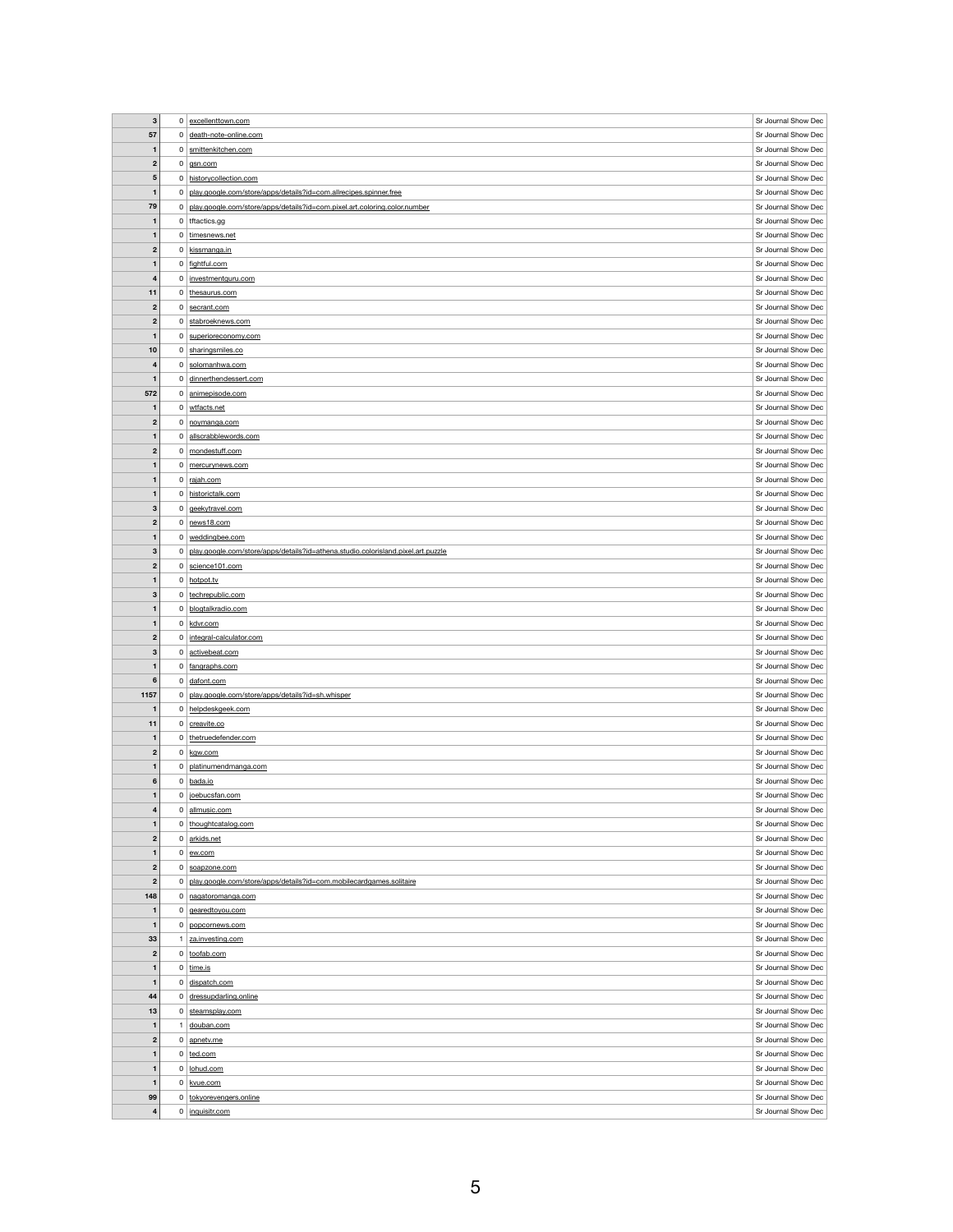| | | | |
|---|---|---|---|
| 3 | 0 | excellenttown.com | Sr Journal Show Dec |
| 57 | 0 | death-note-online.com | Sr Journal Show Dec |
| 1 | 0 | smittenkitchen.com | Sr Journal Show Dec |
| 2 | 0 | gsn.com | Sr Journal Show Dec |
| 5 | 0 | historycollection.com | Sr Journal Show Dec |
| 1 | 0 | play.google.com/store/apps/details?id=com.allrecipes.spinner.free | Sr Journal Show Dec |
| 79 | 0 | play.google.com/store/apps/details?id=com.pixel.art.coloring.color.number | Sr Journal Show Dec |
| 1 | 0 | tftactics.gg | Sr Journal Show Dec |
| 1 | 0 | timesnews.net | Sr Journal Show Dec |
| 2 | 0 | kissmanga.in | Sr Journal Show Dec |
| 1 | 0 | fightful.com | Sr Journal Show Dec |
| 4 | 0 | investmentguru.com | Sr Journal Show Dec |
| 11 | 0 | thesaurus.com | Sr Journal Show Dec |
| 2 | 0 | secrant.com | Sr Journal Show Dec |
| 2 | 0 | stabroeknews.com | Sr Journal Show Dec |
| 1 | 0 | superioreconomy.com | Sr Journal Show Dec |
| 10 | 0 | sharingsmiles.co | Sr Journal Show Dec |
| 4 | 0 | solomanhwa.com | Sr Journal Show Dec |
| 1 | 0 | dinnerthendessert.com | Sr Journal Show Dec |
| 572 | 0 | animepisode.com | Sr Journal Show Dec |
| 1 | 0 | wtfacts.net | Sr Journal Show Dec |
| 2 | 0 | noymanga.com | Sr Journal Show Dec |
| 1 | 0 | allscrabblewords.com | Sr Journal Show Dec |
| 2 | 0 | mondestuff.com | Sr Journal Show Dec |
| 1 | 0 | mercurynews.com | Sr Journal Show Dec |
| 1 | 0 | rajah.com | Sr Journal Show Dec |
| 1 | 0 | historictalk.com | Sr Journal Show Dec |
| 3 | 0 | geekytravel.com | Sr Journal Show Dec |
| 2 | 0 | news18.com | Sr Journal Show Dec |
| 1 | 0 | weddingbee.com | Sr Journal Show Dec |
| 3 | 0 | play.google.com/store/apps/details?id=athena.studio.colorisland.pixel.art.puzzle | Sr Journal Show Dec |
| 2 | 0 | science101.com | Sr Journal Show Dec |
| 1 | 0 | hotpot.tv | Sr Journal Show Dec |
| 3 | 0 | techrepublic.com | Sr Journal Show Dec |
| 1 | 0 | blogtalkradio.com | Sr Journal Show Dec |
| 1 | 0 | kdvr.com | Sr Journal Show Dec |
| 2 | 0 | integral-calculator.com | Sr Journal Show Dec |
| 3 | 0 | activebeat.com | Sr Journal Show Dec |
| 1 | 0 | fangraphs.com | Sr Journal Show Dec |
| 6 | 0 | dafont.com | Sr Journal Show Dec |
| 1157 | 0 | play.google.com/store/apps/details?id=sh.whisper | Sr Journal Show Dec |
| 1 | 0 | helpdeskgeek.com | Sr Journal Show Dec |
| 11 | 0 | creavite.co | Sr Journal Show Dec |
| 1 | 0 | thetruedefender.com | Sr Journal Show Dec |
| 2 | 0 | kgw.com | Sr Journal Show Dec |
| 1 | 0 | platinumendmanga.com | Sr Journal Show Dec |
| 6 | 0 | bada.io | Sr Journal Show Dec |
| 1 | 0 | joebucsfan.com | Sr Journal Show Dec |
| 4 | 0 | allmusic.com | Sr Journal Show Dec |
| 1 | 0 | thoughtcatalog.com | Sr Journal Show Dec |
| 2 | 0 | arkids.net | Sr Journal Show Dec |
| 1 | 0 | ew.com | Sr Journal Show Dec |
| 2 | 0 | soapzone.com | Sr Journal Show Dec |
| 2 | 0 | play.google.com/store/apps/details?id=com.mobilecardgames.solitaire | Sr Journal Show Dec |
| 148 | 0 | nagatoromanga.com | Sr Journal Show Dec |
| 1 | 0 | gearedtoyou.com | Sr Journal Show Dec |
| 1 | 0 | popcornews.com | Sr Journal Show Dec |
| 33 | 1 | za.investing.com | Sr Journal Show Dec |
| 2 | 0 | toofab.com | Sr Journal Show Dec |
| 1 | 0 | time.is | Sr Journal Show Dec |
| 1 | 0 | dispatch.com | Sr Journal Show Dec |
| 44 | 0 | dressupdarling.online | Sr Journal Show Dec |
| 13 | 0 | steamsplay.com | Sr Journal Show Dec |
| 1 | 1 | douban.com | Sr Journal Show Dec |
| 2 | 0 | apnetv.me | Sr Journal Show Dec |
| 1 | 0 | ted.com | Sr Journal Show Dec |
| 1 | 0 | lohud.com | Sr Journal Show Dec |
| 1 | 0 | kvue.com | Sr Journal Show Dec |
| 99 | 0 | tokyorevengers.online | Sr Journal Show Dec |
| 4 | 0 | inquisitr.com | Sr Journal Show Dec |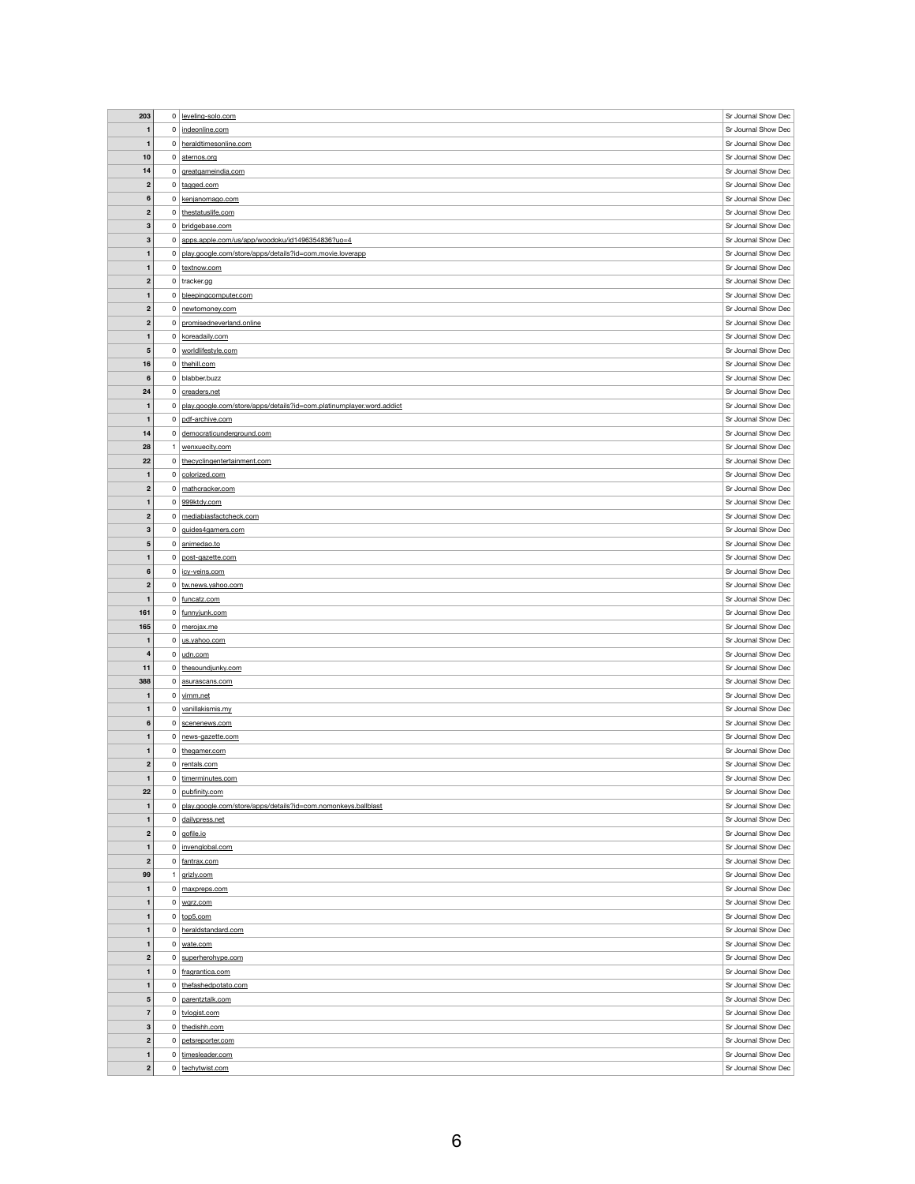| | | | |
|---|---|---|---|
| 203 | 0 | leveling-solo.com | Sr Journal Show Dec |
| 1 | 0 | indeonline.com | Sr Journal Show Dec |
| 1 | 0 | heraldtimesonline.com | Sr Journal Show Dec |
| 10 | 0 | aternos.org | Sr Journal Show Dec |
| 14 | 0 | greatgameindia.com | Sr Journal Show Dec |
| 2 | 0 | tagged.com | Sr Journal Show Dec |
| 6 | 0 | kenjanomago.com | Sr Journal Show Dec |
| 2 | 0 | thestatuslife.com | Sr Journal Show Dec |
| 3 | 0 | bridgebase.com | Sr Journal Show Dec |
| 3 | 0 | apps.apple.com/us/app/woodoku/id1496354836?uo=4 | Sr Journal Show Dec |
| 1 | 0 | play.google.com/store/apps/details?id=com.movie.loverapp | Sr Journal Show Dec |
| 1 | 0 | textnow.com | Sr Journal Show Dec |
| 2 | 0 | tracker.gg | Sr Journal Show Dec |
| 1 | 0 | bleepingcomputer.com | Sr Journal Show Dec |
| 2 | 0 | newtomoney.com | Sr Journal Show Dec |
| 2 | 0 | promisedneverland.online | Sr Journal Show Dec |
| 1 | 0 | koreadaily.com | Sr Journal Show Dec |
| 5 | 0 | worldlifestyle.com | Sr Journal Show Dec |
| 16 | 0 | thehill.com | Sr Journal Show Dec |
| 6 | 0 | blabber.buzz | Sr Journal Show Dec |
| 24 | 0 | creaders.net | Sr Journal Show Dec |
| 1 | 0 | play.google.com/store/apps/details?id=com.platinumplayer.word.addict | Sr Journal Show Dec |
| 1 | 0 | pdf-archive.com | Sr Journal Show Dec |
| 14 | 0 | democraticunderground.com | Sr Journal Show Dec |
| 28 | 1 | wenxuecity.com | Sr Journal Show Dec |
| 22 | 0 | thecyclingentertainment.com | Sr Journal Show Dec |
| 1 | 0 | colorized.com | Sr Journal Show Dec |
| 2 | 0 | mathcracker.com | Sr Journal Show Dec |
| 1 | 0 | 999ktdy.com | Sr Journal Show Dec |
| 2 | 0 | mediabiasfactcheck.com | Sr Journal Show Dec |
| 3 | 0 | guides4gamers.com | Sr Journal Show Dec |
| 5 | 0 | animedao.to | Sr Journal Show Dec |
| 1 | 0 | post-gazette.com | Sr Journal Show Dec |
| 6 | 0 | icy-veins.com | Sr Journal Show Dec |
| 2 | 0 | tw.news.yahoo.com | Sr Journal Show Dec |
| 1 | 0 | funcatz.com | Sr Journal Show Dec |
| 161 | 0 | funnyjunk.com | Sr Journal Show Dec |
| 165 | 0 | merojax.me | Sr Journal Show Dec |
| 1 | 0 | us.yahoo.com | Sr Journal Show Dec |
| 4 | 0 | udn.com | Sr Journal Show Dec |
| 11 | 0 | thesoundjunky.com | Sr Journal Show Dec |
| 388 | 0 | asurascans.com | Sr Journal Show Dec |
| 1 | 0 | vimm.net | Sr Journal Show Dec |
| 1 | 0 | vanillakismis.my | Sr Journal Show Dec |
| 6 | 0 | scenenews.com | Sr Journal Show Dec |
| 1 | 0 | news-gazette.com | Sr Journal Show Dec |
| 1 | 0 | thegamer.com | Sr Journal Show Dec |
| 2 | 0 | rentals.com | Sr Journal Show Dec |
| 1 | 0 | timerminutes.com | Sr Journal Show Dec |
| 22 | 0 | pubfinity.com | Sr Journal Show Dec |
| 1 | 0 | play.google.com/store/apps/details?id=com.nomonkeys.ballblast | Sr Journal Show Dec |
| 1 | 0 | dailypress.net | Sr Journal Show Dec |
| 2 | 0 | gofile.io | Sr Journal Show Dec |
| 1 | 0 | invenglobal.com | Sr Journal Show Dec |
| 2 | 0 | fantrax.com | Sr Journal Show Dec |
| 99 | 1 | grizly.com | Sr Journal Show Dec |
| 1 | 0 | maxpreps.com | Sr Journal Show Dec |
| 1 | 0 | wgrz.com | Sr Journal Show Dec |
| 1 | 0 | top5.com | Sr Journal Show Dec |
| 1 | 0 | heraldstandard.com | Sr Journal Show Dec |
| 1 | 0 | wate.com | Sr Journal Show Dec |
| 2 | 0 | superherohype.com | Sr Journal Show Dec |
| 1 | 0 | fragrantica.com | Sr Journal Show Dec |
| 1 | 0 | thefashedpotato.com | Sr Journal Show Dec |
| 5 | 0 | parentztalk.com | Sr Journal Show Dec |
| 7 | 0 | tvlogist.com | Sr Journal Show Dec |
| 3 | 0 | thedishh.com | Sr Journal Show Dec |
| 2 | 0 | petsreporter.com | Sr Journal Show Dec |
| 1 | 0 | timesleader.com | Sr Journal Show Dec |
| 2 | 0 | techytwist.com | Sr Journal Show Dec |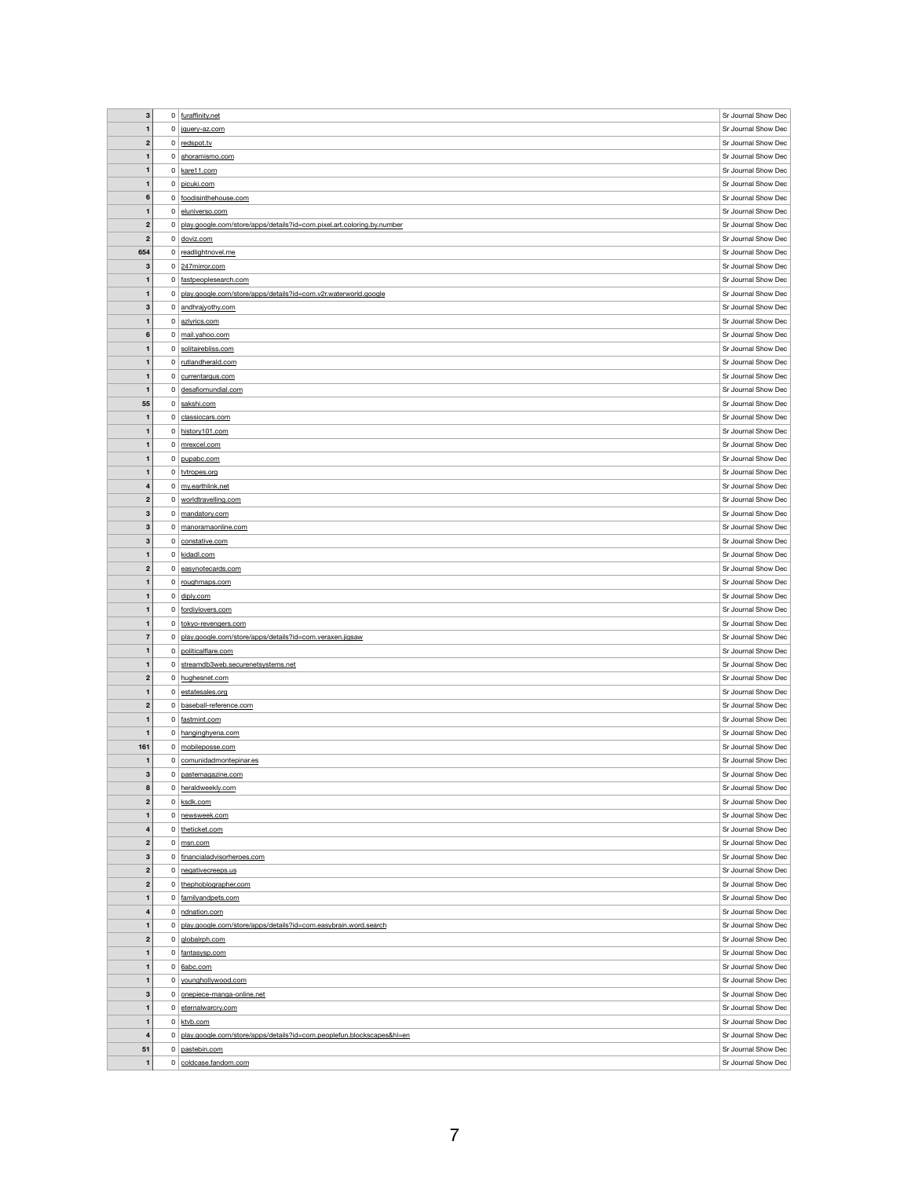| | | | |
|---|---|---|---|
| 3 | 0 | furaffinity.net | Sr Journal Show Dec |
| 1 | 0 | jquery-az.com | Sr Journal Show Dec |
| 2 | 0 | redspot.tv | Sr Journal Show Dec |
| 1 | 0 | ahoramismo.com | Sr Journal Show Dec |
| 1 | 0 | kare11.com | Sr Journal Show Dec |
| 1 | 0 | picuki.com | Sr Journal Show Dec |
| 6 | 0 | foodisinthehouse.com | Sr Journal Show Dec |
| 1 | 0 | eluniverso.com | Sr Journal Show Dec |
| 2 | 0 | play.google.com/store/apps/details?id=com.pixel.art.coloring.by.number | Sr Journal Show Dec |
| 2 | 0 | doviz.com | Sr Journal Show Dec |
| 654 | 0 | readlightnovel.me | Sr Journal Show Dec |
| 3 | 0 | 247mirror.com | Sr Journal Show Dec |
| 1 | 0 | fastpeoplesearch.com | Sr Journal Show Dec |
| 1 | 0 | play.google.com/store/apps/details?id=com.v2r.waterworld.google | Sr Journal Show Dec |
| 3 | 0 | andhrajyothy.com | Sr Journal Show Dec |
| 1 | 0 | azlyrics.com | Sr Journal Show Dec |
| 6 | 0 | mail.yahoo.com | Sr Journal Show Dec |
| 1 | 0 | solitairebliss.com | Sr Journal Show Dec |
| 1 | 0 | rutlandherald.com | Sr Journal Show Dec |
| 1 | 0 | currentargus.com | Sr Journal Show Dec |
| 1 | 0 | desafiomundial.com | Sr Journal Show Dec |
| 55 | 0 | sakshi.com | Sr Journal Show Dec |
| 1 | 0 | classiccars.com | Sr Journal Show Dec |
| 1 | 0 | history101.com | Sr Journal Show Dec |
| 1 | 0 | mrexcel.com | Sr Journal Show Dec |
| 1 | 0 | pupabc.com | Sr Journal Show Dec |
| 1 | 0 | tvtropes.org | Sr Journal Show Dec |
| 4 | 0 | my.earthlink.net | Sr Journal Show Dec |
| 2 | 0 | worldtravelling.com | Sr Journal Show Dec |
| 3 | 0 | mandatory.com | Sr Journal Show Dec |
| 3 | 0 | manoramaonline.com | Sr Journal Show Dec |
| 3 | 0 | constative.com | Sr Journal Show Dec |
| 1 | 0 | kidadl.com | Sr Journal Show Dec |
| 2 | 0 | easynotecards.com | Sr Journal Show Dec |
| 1 | 0 | roughmaps.com | Sr Journal Show Dec |
| 1 | 0 | diply.com | Sr Journal Show Dec |
| 1 | 0 | fordiylovers.com | Sr Journal Show Dec |
| 1 | 0 | tokyo-revengers.com | Sr Journal Show Dec |
| 7 | 0 | play.google.com/store/apps/details?id=com.veraxen.jigsaw | Sr Journal Show Dec |
| 1 | 0 | politicalflare.com | Sr Journal Show Dec |
| 1 | 0 | streamdb3web.securenetsystems.net | Sr Journal Show Dec |
| 2 | 0 | hughesnet.com | Sr Journal Show Dec |
| 1 | 0 | estatesales.org | Sr Journal Show Dec |
| 2 | 0 | baseball-reference.com | Sr Journal Show Dec |
| 1 | 0 | fastmint.com | Sr Journal Show Dec |
| 1 | 0 | hanginghyena.com | Sr Journal Show Dec |
| 161 | 0 | mobileposse.com | Sr Journal Show Dec |
| 1 | 0 | comunidadmontepinar.es | Sr Journal Show Dec |
| 3 | 0 | pastemagazine.com | Sr Journal Show Dec |
| 8 | 0 | heraldweekly.com | Sr Journal Show Dec |
| 2 | 0 | ksdk.com | Sr Journal Show Dec |
| 1 | 0 | newsweek.com | Sr Journal Show Dec |
| 4 | 0 | theticket.com | Sr Journal Show Dec |
| 2 | 0 | msn.com | Sr Journal Show Dec |
| 3 | 0 | financialadvisorheroes.com | Sr Journal Show Dec |
| 2 | 0 | negativecreeps.us | Sr Journal Show Dec |
| 2 | 0 | thephoblographer.com | Sr Journal Show Dec |
| 1 | 0 | familyandpets.com | Sr Journal Show Dec |
| 4 | 0 | ndnation.com | Sr Journal Show Dec |
| 1 | 0 | play.google.com/store/apps/details?id=com.easybrain.word.search | Sr Journal Show Dec |
| 2 | 0 | globalrph.com | Sr Journal Show Dec |
| 1 | 0 | fantasysp.com | Sr Journal Show Dec |
| 1 | 0 | 6abc.com | Sr Journal Show Dec |
| 1 | 0 | younghollywood.com | Sr Journal Show Dec |
| 3 | 0 | onepiece-manga-online.net | Sr Journal Show Dec |
| 1 | 0 | eternalwarcry.com | Sr Journal Show Dec |
| 1 | 0 | ktvb.com | Sr Journal Show Dec |
| 4 | 0 | play.google.com/store/apps/details?id=com.peoplefun.blockscapes&hl=en | Sr Journal Show Dec |
| 51 | 0 | pastebin.com | Sr Journal Show Dec |
| 1 | 0 | coldcase.fandom.com | Sr Journal Show Dec |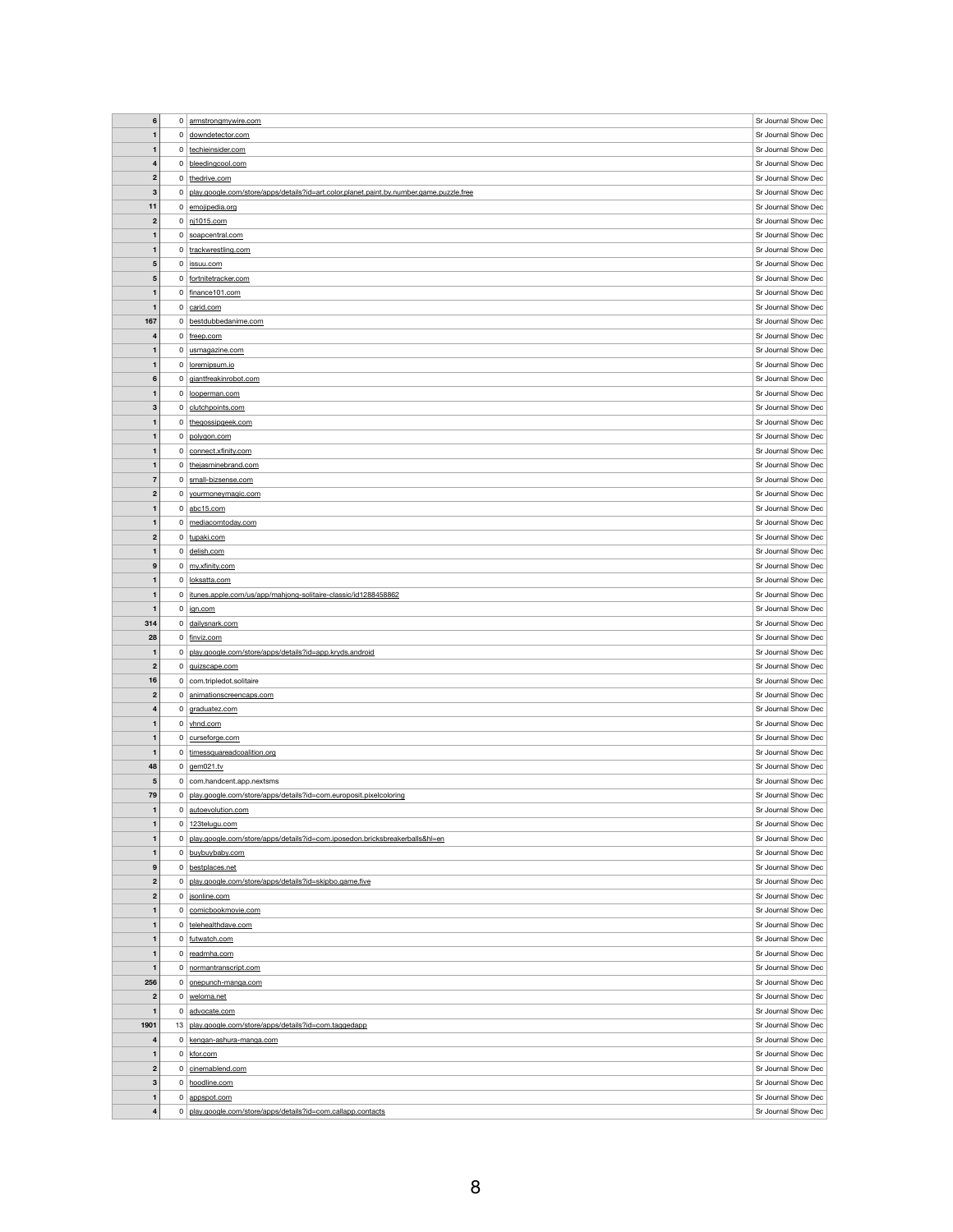| | | | |
|---|---|---|---|
| 6 | 0 | armstrongmywire.com | Sr Journal Show Dec |
| 1 | 0 | downdetector.com | Sr Journal Show Dec |
| 1 | 0 | techieinsider.com | Sr Journal Show Dec |
| 4 | 0 | bleedingcool.com | Sr Journal Show Dec |
| 2 | 0 | thedrive.com | Sr Journal Show Dec |
| 3 | 0 | play.google.com/store/apps/details?id=art.color.planet.paint.by.number.game.puzzle.free | Sr Journal Show Dec |
| 11 | 0 | emojipedia.org | Sr Journal Show Dec |
| 2 | 0 | nj1015.com | Sr Journal Show Dec |
| 1 | 0 | soapcentral.com | Sr Journal Show Dec |
| 1 | 0 | trackwrestling.com | Sr Journal Show Dec |
| 5 | 0 | issuu.com | Sr Journal Show Dec |
| 5 | 0 | fortnitetracker.com | Sr Journal Show Dec |
| 1 | 0 | finance101.com | Sr Journal Show Dec |
| 1 | 0 | carid.com | Sr Journal Show Dec |
| 167 | 0 | bestdubbedanime.com | Sr Journal Show Dec |
| 4 | 0 | freep.com | Sr Journal Show Dec |
| 1 | 0 | usmagazine.com | Sr Journal Show Dec |
| 1 | 0 | loremipsum.io | Sr Journal Show Dec |
| 6 | 0 | giantfreakinrobot.com | Sr Journal Show Dec |
| 1 | 0 | looperman.com | Sr Journal Show Dec |
| 3 | 0 | clutchpoints.com | Sr Journal Show Dec |
| 1 | 0 | thegossipgeek.com | Sr Journal Show Dec |
| 1 | 0 | polygon.com | Sr Journal Show Dec |
| 1 | 0 | connect.xfinity.com | Sr Journal Show Dec |
| 1 | 0 | thejasminebrand.com | Sr Journal Show Dec |
| 7 | 0 | small-bizsense.com | Sr Journal Show Dec |
| 2 | 0 | yourmoneymagic.com | Sr Journal Show Dec |
| 1 | 0 | abc15.com | Sr Journal Show Dec |
| 1 | 0 | mediacomtoday.com | Sr Journal Show Dec |
| 2 | 0 | tupaki.com | Sr Journal Show Dec |
| 1 | 0 | delish.com | Sr Journal Show Dec |
| 9 | 0 | my.xfinity.com | Sr Journal Show Dec |
| 1 | 0 | loksatta.com | Sr Journal Show Dec |
| 1 | 0 | itunes.apple.com/us/app/mahjong-solitaire-classic/id1288458862 | Sr Journal Show Dec |
| 1 | 0 | ign.com | Sr Journal Show Dec |
| 314 | 0 | dailysnark.com | Sr Journal Show Dec |
| 28 | 0 | finviz.com | Sr Journal Show Dec |
| 1 | 0 | play.google.com/store/apps/details?id=app.kryds.android | Sr Journal Show Dec |
| 2 | 0 | quizscape.com | Sr Journal Show Dec |
| 16 | 0 | com.tripledot.solitaire | Sr Journal Show Dec |
| 2 | 0 | animationscreencaps.com | Sr Journal Show Dec |
| 4 | 0 | graduatez.com | Sr Journal Show Dec |
| 1 | 0 | yhnd.com | Sr Journal Show Dec |
| 1 | 0 | curseforge.com | Sr Journal Show Dec |
| 1 | 0 | timessquareadcoalition.org | Sr Journal Show Dec |
| 48 | 0 | gem021.tv | Sr Journal Show Dec |
| 5 | 0 | com.handcent.app.nextsms | Sr Journal Show Dec |
| 79 | 0 | play.google.com/store/apps/details?id=com.europosit.pixelcoloring | Sr Journal Show Dec |
| 1 | 0 | autoevolution.com | Sr Journal Show Dec |
| 1 | 0 | 123telugu.com | Sr Journal Show Dec |
| 1 | 0 | play.google.com/store/apps/details?id=com.iposedon.bricksbreakerballs&hl=en | Sr Journal Show Dec |
| 1 | 0 | buybuybaby.com | Sr Journal Show Dec |
| 9 | 0 | bestplaces.net | Sr Journal Show Dec |
| 2 | 0 | play.google.com/store/apps/details?id=skipbo.game.five | Sr Journal Show Dec |
| 2 | 0 | jsonline.com | Sr Journal Show Dec |
| 1 | 0 | comicbookmovie.com | Sr Journal Show Dec |
| 1 | 0 | telehealthdave.com | Sr Journal Show Dec |
| 1 | 0 | futwatch.com | Sr Journal Show Dec |
| 1 | 0 | readmha.com | Sr Journal Show Dec |
| 1 | 0 | normantranscript.com | Sr Journal Show Dec |
| 256 | 0 | onepunch-manga.com | Sr Journal Show Dec |
| 2 | 0 | weloma.net | Sr Journal Show Dec |
| 1 | 0 | advocate.com | Sr Journal Show Dec |
| 1901 | 13 | play.google.com/store/apps/details?id=com.taggedapp | Sr Journal Show Dec |
| 4 | 0 | kengan-ashura-manga.com | Sr Journal Show Dec |
| 1 | 0 | kfor.com | Sr Journal Show Dec |
| 2 | 0 | cinemablend.com | Sr Journal Show Dec |
| 3 | 0 | hoodline.com | Sr Journal Show Dec |
| 1 | 0 | appspot.com | Sr Journal Show Dec |
| 4 | 0 | play.google.com/store/apps/details?id=com.callapp.contacts | Sr Journal Show Dec |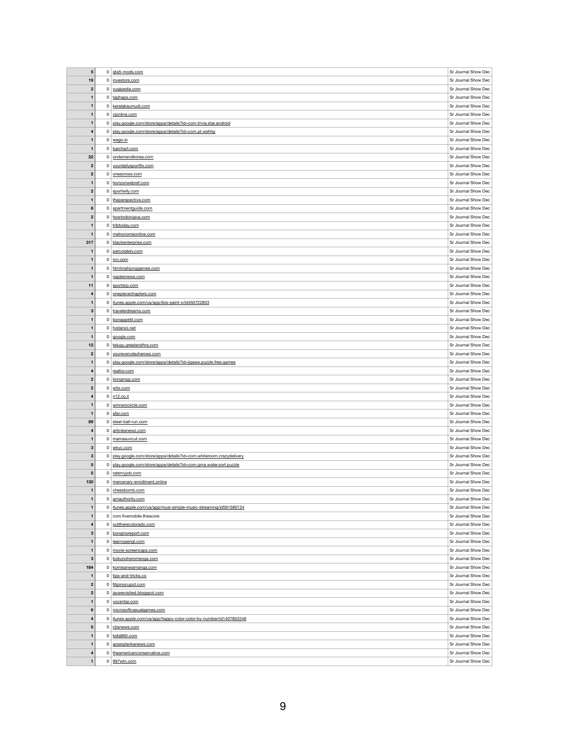| | | | |
|---|---|---|---|
| 5 | 0 | gta5-mods.com | Sr Journal Show Dec |
| 19 | 0 | investors.com | Sr Journal Show Dec |
| 2 | 0 | yugipedia.com | Sr Journal Show Dec |
| 1 | 0 | taphaps.com | Sr Journal Show Dec |
| 1 | 0 | keralakaumudi.com | Sr Journal Show Dec |
| 1 | 0 | cjonline.com | Sr Journal Show Dec |
| 1 | 0 | play.google.com/store/apps/details?id=com.trivia.star.android | Sr Journal Show Dec |
| 4 | 0 | play.google.com/store/apps/details?id=com.pt.wshhp | Sr Journal Show Dec |
| 1 | 0 | wago.io | Sr Journal Show Dec |
| 1 | 0 | barchart.com | Sr Journal Show Dec |
| 22 | 0 | ondemandkorea.com | Sr Journal Show Dec |
| 2 | 0 | yourdailysportfix.com | Sr Journal Show Dec |
| 2 | 0 | oneacross.com | Sr Journal Show Dec |
| 1 | 0 | horizonwebref.com | Sr Journal Show Dec |
| 2 | 0 | sportwily.com | Sr Journal Show Dec |
| 1 | 0 | theperspective.com | Sr Journal Show Dec |
| 6 | 0 | apartmentguide.com | Sr Journal Show Dec |
| 2 | 0 | howtodoinjava.com | Sr Journal Show Dec |
| 1 | 0 | tribtoday.com | Sr Journal Show Dec |
| 1 | 0 | metronomeonline.com | Sr Journal Show Dec |
| 317 | 0 | blackenterprise.com | Sr Journal Show Dec |
| 1 | 0 | percolately.com | Sr Journal Show Dec |
| 1 | 0 | rcn.com | Sr Journal Show Dec |
| 1 | 0 | htmlmahjonggames.com | Sr Journal Show Dec |
| 1 | 0 | naplesnews.com | Sr Journal Show Dec |
| 11 | 0 | sportsrp.com | Sr Journal Show Dec |
| 4 | 0 | onepiecechapters.com | Sr Journal Show Dec |
| 1 | 0 | itunes.apple.com/us/app/ibis-paint-x/id450722833 | Sr Journal Show Dec |
| 3 | 0 | travelerdreams.com | Sr Journal Show Dec |
| 1 | 0 | bonappetit.com | Sr Journal Show Dec |
| 1 | 0 | tvstanici.net | Sr Journal Show Dec |
| 1 | 0 | google.com | Sr Journal Show Dec |
| 12 | 0 | telugu.greatandhra.com | Sr Journal Show Dec |
| 2 | 0 | youreverydayheroes.com | Sr Journal Show Dec |
| 1 | 0 | play.google.com/store/apps/details?id=jigsaw.puzzle.free.games | Sr Journal Show Dec |
| 4 | 0 | realtor.com | Sr Journal Show Dec |
| 2 | 0 | livingmgz.com | Sr Journal Show Dec |
| 2 | 0 | wltx.com | Sr Journal Show Dec |
| 4 | 0 | n12.co.il | Sr Journal Show Dec |
| 1 | 0 | winnerzcircle.com | Sr Journal Show Dec |
| 1 | 0 | afar.com | Sr Journal Show Dec |
| 89 | 0 | steel-ball-run.com | Sr Journal Show Dec |
| 4 | 0 | articlesnewz.com | Sr Journal Show Dec |
| 1 | 0 | mamasuncut.com | Sr Journal Show Dec |
| 3 | 0 | wkyc.com | Sr Journal Show Dec |
| 3 | 0 | play.google.com/store/apps/details?id=com.whiteroom.crazydelivery | Sr Journal Show Dec |
| 5 | 0 | play.google.com/store/apps/details?id=com.gma.water.sort.puzzle | Sr Journal Show Dec |
| 5 | 0 | ratemyjob.com | Sr Journal Show Dec |
| 130 | 0 | mercenary-enrollment.online | Sr Journal Show Dec |
| 1 | 0 | chessbomb.com | Sr Journal Show Dec |
| 1 | 0 | gmauthority.com | Sr Journal Show Dec |
| 1 | 0 | itunes.apple.com/us/app/musi-simple-music-streaming/id591560124 | Sr Journal Show Dec |
| 1 | 0 | com.fivemobile.thescore | Sr Journal Show Dec |
| 4 | 0 | outtherecolorado.com | Sr Journal Show Dec |
| 3 | 0 | bonginoreport.com | Sr Journal Show Dec |
| 1 | 0 | learnopengl.com | Sr Journal Show Dec |
| 1 | 0 | movie-screencaps.com | Sr Journal Show Dec |
| 3 | 0 | bokunoheromanga.com | Sr Journal Show Dec |
| 184 | 0 | komisanwamanga.com | Sr Journal Show Dec |
| 1 | 0 | tips-and-tricks.co | Sr Journal Show Dec |
| 2 | 0 | filipinocupid.com | Sr Journal Show Dec |
| 2 | 0 | javarevisited.blogspot.com | Sr Journal Show Dec |
| 1 | 0 | vocentar.com | Sr Journal Show Dec |
| 6 | 0 | microsoftcasualgames.com | Sr Journal Show Dec |
| 4 | 0 | itunes.apple.com/us/app/happy-color-color-by-number/id1407852246 | Sr Journal Show Dec |
| 5 | 0 | cbsnews.com | Sr Journal Show Dec |
| 1 | 0 | ksfa860.com | Sr Journal Show Dec |
| 1 | 0 | gossiplankanews.com | Sr Journal Show Dec |
| 4 | 0 | theamericanconservative.com | Sr Journal Show Dec |
| 1 | 0 | 997wtn.com | Sr Journal Show Dec |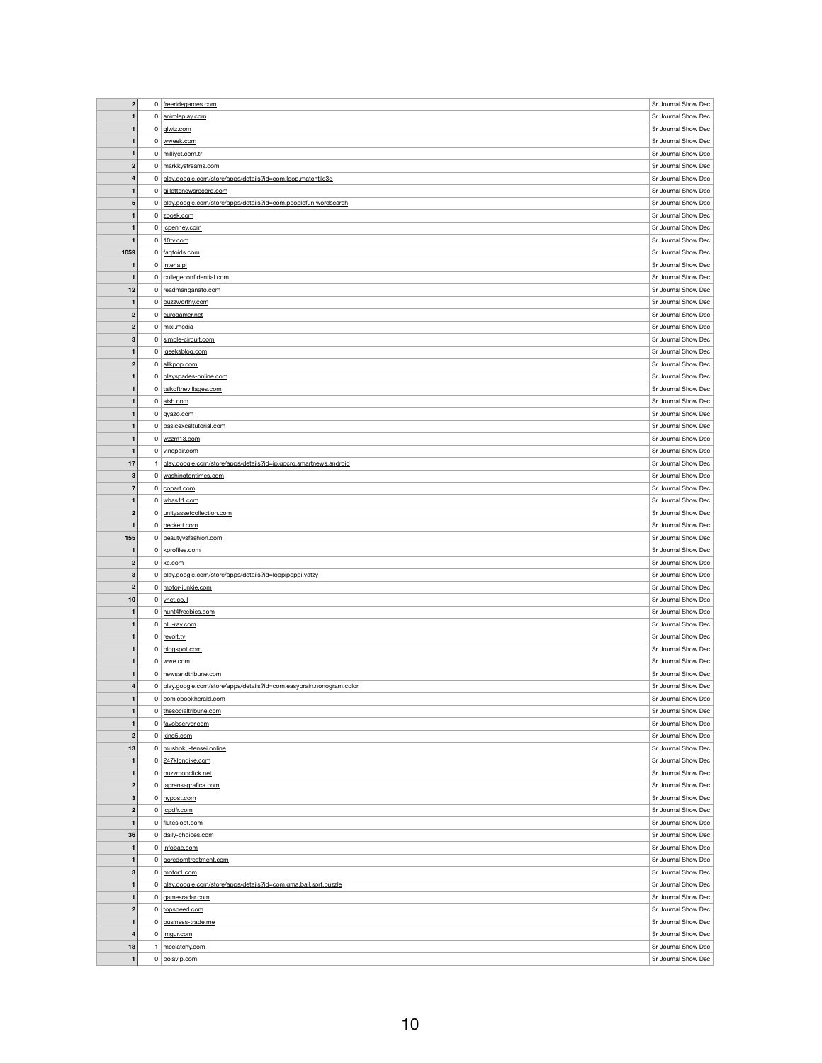| | | | |
|---|---|---|---|
| 2 | 0 | freeridegames.com | Sr Journal Show Dec |
| 1 | 0 | aniroleplay.com | Sr Journal Show Dec |
| 1 | 0 | glwiz.com | Sr Journal Show Dec |
| 1 | 0 | wweek.com | Sr Journal Show Dec |
| 1 | 0 | milliyet.com.tr | Sr Journal Show Dec |
| 2 | 0 | markkystreams.com | Sr Journal Show Dec |
| 4 | 0 | play.google.com/store/apps/details?id=com.loop.matchtile3d | Sr Journal Show Dec |
| 1 | 0 | gillettenewsrecord.com | Sr Journal Show Dec |
| 5 | 0 | play.google.com/store/apps/details?id=com.peoplefun.wordsearch | Sr Journal Show Dec |
| 1 | 0 | zoosk.com | Sr Journal Show Dec |
| 1 | 0 | jcpenney.com | Sr Journal Show Dec |
| 1 | 0 | 10tv.com | Sr Journal Show Dec |
| 1059 | 0 | faqtoids.com | Sr Journal Show Dec |
| 1 | 0 | interia.pl | Sr Journal Show Dec |
| 1 | 0 | collegeconfidential.com | Sr Journal Show Dec |
| 12 | 0 | readmanganato.com | Sr Journal Show Dec |
| 1 | 0 | buzzworthy.com | Sr Journal Show Dec |
| 2 | 0 | eurogamer.net | Sr Journal Show Dec |
| 2 | 0 | mixi.media | Sr Journal Show Dec |
| 3 | 0 | simple-circuit.com | Sr Journal Show Dec |
| 1 | 0 | igeeksblog.com | Sr Journal Show Dec |
| 2 | 0 | allkpop.com | Sr Journal Show Dec |
| 1 | 0 | playspades-online.com | Sr Journal Show Dec |
| 1 | 0 | talkofthevillages.com | Sr Journal Show Dec |
| 1 | 0 | aish.com | Sr Journal Show Dec |
| 1 | 0 | gyazo.com | Sr Journal Show Dec |
| 1 | 0 | basicexceltutorial.com | Sr Journal Show Dec |
| 1 | 0 | wzzm13.com | Sr Journal Show Dec |
| 1 | 0 | vinepair.com | Sr Journal Show Dec |
| 17 | 1 | play.google.com/store/apps/details?id=jp.gocro.smartnews.android | Sr Journal Show Dec |
| 3 | 0 | washingtontimes.com | Sr Journal Show Dec |
| 7 | 0 | copart.com | Sr Journal Show Dec |
| 1 | 0 | whas11.com | Sr Journal Show Dec |
| 2 | 0 | unityassetcollection.com | Sr Journal Show Dec |
| 1 | 0 | beckett.com | Sr Journal Show Dec |
| 155 | 0 | beautyvsfashion.com | Sr Journal Show Dec |
| 1 | 0 | kprofiles.com | Sr Journal Show Dec |
| 2 | 0 | xe.com | Sr Journal Show Dec |
| 3 | 0 | play.google.com/store/apps/details?id=loppipoppi.yatzy | Sr Journal Show Dec |
| 2 | 0 | motor-junkie.com | Sr Journal Show Dec |
| 10 | 0 | ynet.co.il | Sr Journal Show Dec |
| 1 | 0 | hunt4freebies.com | Sr Journal Show Dec |
| 1 | 0 | blu-ray.com | Sr Journal Show Dec |
| 1 | 0 | revolt.tv | Sr Journal Show Dec |
| 1 | 0 | blogspot.com | Sr Journal Show Dec |
| 1 | 0 | wwe.com | Sr Journal Show Dec |
| 1 | 0 | newsandtribune.com | Sr Journal Show Dec |
| 4 | 0 | play.google.com/store/apps/details?id=com.easybrain.nonogram.color | Sr Journal Show Dec |
| 1 | 0 | comicbookherald.com | Sr Journal Show Dec |
| 1 | 0 | thesocialtribune.com | Sr Journal Show Dec |
| 1 | 0 | fayobserver.com | Sr Journal Show Dec |
| 2 | 0 | king5.com | Sr Journal Show Dec |
| 13 | 0 | mushoku-tensei.online | Sr Journal Show Dec |
| 1 | 0 | 247klondike.com | Sr Journal Show Dec |
| 1 | 0 | buzzmonclick.net | Sr Journal Show Dec |
| 2 | 0 | laprensagrafica.com | Sr Journal Show Dec |
| 3 | 0 | nypost.com | Sr Journal Show Dec |
| 2 | 0 | lcpdfr.com | Sr Journal Show Dec |
| 1 | 0 | flutesloot.com | Sr Journal Show Dec |
| 36 | 0 | daily-choices.com | Sr Journal Show Dec |
| 1 | 0 | infobae.com | Sr Journal Show Dec |
| 1 | 0 | boredomtreatment.com | Sr Journal Show Dec |
| 3 | 0 | motor1.com | Sr Journal Show Dec |
| 1 | 0 | play.google.com/store/apps/details?id=com.gma.ball.sort.puzzle | Sr Journal Show Dec |
| 1 | 0 | gamesradar.com | Sr Journal Show Dec |
| 2 | 0 | topspeed.com | Sr Journal Show Dec |
| 1 | 0 | business-trade.me | Sr Journal Show Dec |
| 4 | 0 | imgur.com | Sr Journal Show Dec |
| 18 | 1 | mcclatchy.com | Sr Journal Show Dec |
| 1 | 0 | bolavip.com | Sr Journal Show Dec |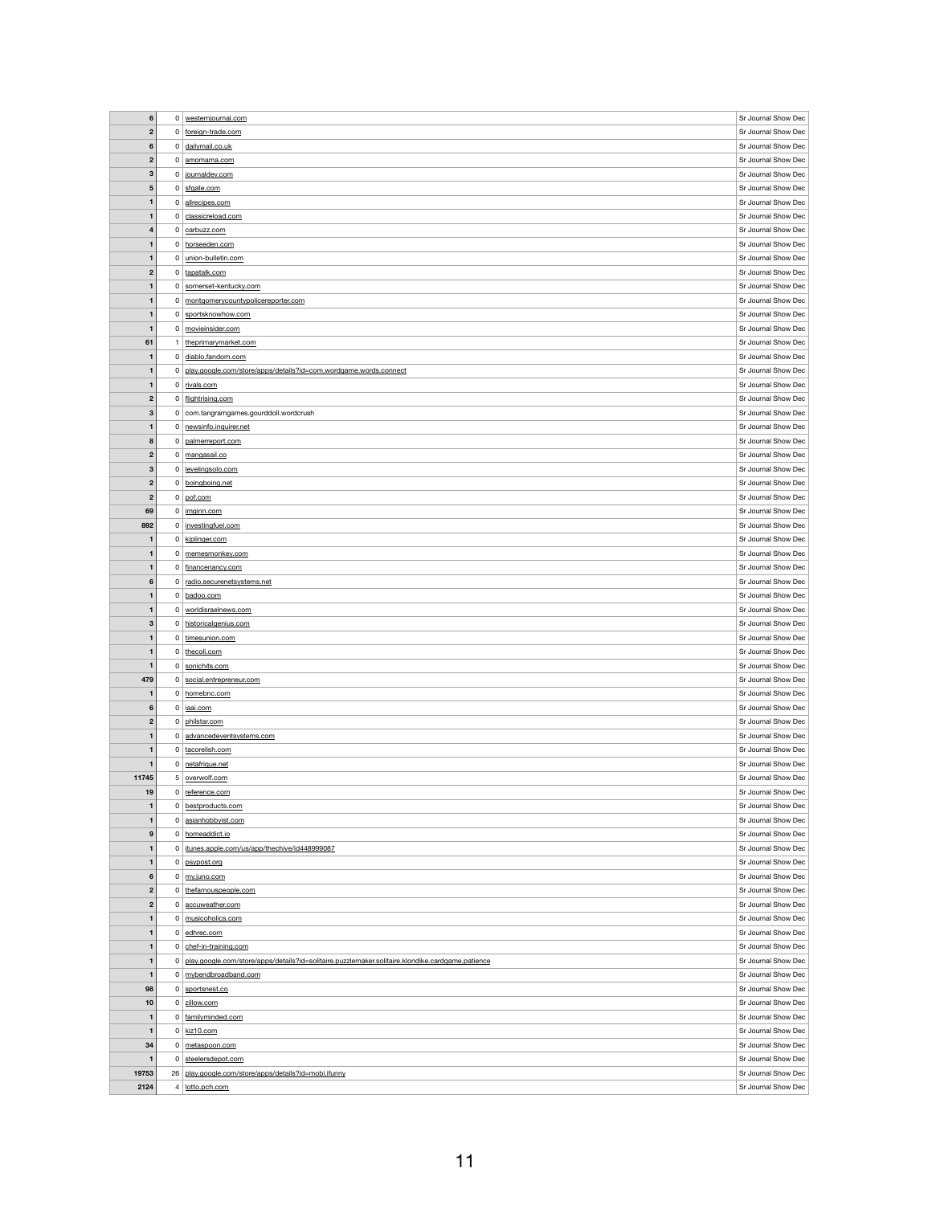| | | | |
|---|---|---|---|
| 6 | 0 | westernjournal.com | Sr Journal Show Dec |
| 2 | 0 | foreign-trade.com | Sr Journal Show Dec |
| 6 | 0 | dailymail.co.uk | Sr Journal Show Dec |
| 2 | 0 | amomama.com | Sr Journal Show Dec |
| 3 | 0 | journaldev.com | Sr Journal Show Dec |
| 5 | 0 | sfgate.com | Sr Journal Show Dec |
| 1 | 0 | allrecipes.com | Sr Journal Show Dec |
| 1 | 0 | classicreload.com | Sr Journal Show Dec |
| 4 | 0 | carbuzz.com | Sr Journal Show Dec |
| 1 | 0 | horseeden.com | Sr Journal Show Dec |
| 1 | 0 | union-bulletin.com | Sr Journal Show Dec |
| 2 | 0 | tapatalk.com | Sr Journal Show Dec |
| 1 | 0 | somerset-kentucky.com | Sr Journal Show Dec |
| 1 | 0 | montgomerycountypolicereporter.com | Sr Journal Show Dec |
| 1 | 0 | sportsknowhow.com | Sr Journal Show Dec |
| 1 | 0 | movieinsider.com | Sr Journal Show Dec |
| 61 | 1 | theprimarymarket.com | Sr Journal Show Dec |
| 1 | 0 | diablo.fandom.com | Sr Journal Show Dec |
| 1 | 0 | play.google.com/store/apps/details?id=com.wordgame.words.connect | Sr Journal Show Dec |
| 1 | 0 | rivals.com | Sr Journal Show Dec |
| 2 | 0 | flightrising.com | Sr Journal Show Dec |
| 3 | 0 | com.tangramgames.gourddoll.wordcrush | Sr Journal Show Dec |
| 1 | 0 | newsinfo.inquirer.net | Sr Journal Show Dec |
| 8 | 0 | palmerreport.com | Sr Journal Show Dec |
| 2 | 0 | mangasail.co | Sr Journal Show Dec |
| 3 | 0 | levelingsolo.com | Sr Journal Show Dec |
| 2 | 0 | boingboing.net | Sr Journal Show Dec |
| 2 | 0 | pof.com | Sr Journal Show Dec |
| 69 | 0 | imginn.com | Sr Journal Show Dec |
| 892 | 0 | investingfuel.com | Sr Journal Show Dec |
| 1 | 0 | kiplinger.com | Sr Journal Show Dec |
| 1 | 0 | memesmonkey.com | Sr Journal Show Dec |
| 1 | 0 | financenancy.com | Sr Journal Show Dec |
| 6 | 0 | radio.securenetsystems.net | Sr Journal Show Dec |
| 1 | 0 | badoo.com | Sr Journal Show Dec |
| 1 | 0 | worldisraelnews.com | Sr Journal Show Dec |
| 3 | 0 | historicalgenius.com | Sr Journal Show Dec |
| 1 | 0 | timesunion.com | Sr Journal Show Dec |
| 1 | 0 | thecoli.com | Sr Journal Show Dec |
| 1 | 0 | sonichits.com | Sr Journal Show Dec |
| 479 | 0 | social.entrepreneur.com | Sr Journal Show Dec |
| 1 | 0 | homebnc.com | Sr Journal Show Dec |
| 6 | 0 | iaai.com | Sr Journal Show Dec |
| 2 | 0 | philstar.com | Sr Journal Show Dec |
| 1 | 0 | advancedeventsystems.com | Sr Journal Show Dec |
| 1 | 0 | tacorelish.com | Sr Journal Show Dec |
| 1 | 0 | netafrique.net | Sr Journal Show Dec |
| 11745 | 5 | overwolf.com | Sr Journal Show Dec |
| 19 | 0 | reference.com | Sr Journal Show Dec |
| 1 | 0 | bestproducts.com | Sr Journal Show Dec |
| 1 | 0 | asianhobbyist.com | Sr Journal Show Dec |
| 9 | 0 | homeaddict.io | Sr Journal Show Dec |
| 1 | 0 | itunes.apple.com/us/app/thechive/id448999087 | Sr Journal Show Dec |
| 1 | 0 | psypost.org | Sr Journal Show Dec |
| 6 | 0 | my.juno.com | Sr Journal Show Dec |
| 2 | 0 | thefamouspeople.com | Sr Journal Show Dec |
| 2 | 0 | accuweather.com | Sr Journal Show Dec |
| 1 | 0 | musicoholics.com | Sr Journal Show Dec |
| 1 | 0 | edhrec.com | Sr Journal Show Dec |
| 1 | 0 | chef-in-training.com | Sr Journal Show Dec |
| 1 | 0 | play.google.com/store/apps/details?id=solitaire.puzzlemaker.solitaire.klondike.cardgame.patience | Sr Journal Show Dec |
| 1 | 0 | mybendbroadband.com | Sr Journal Show Dec |
| 98 | 0 | sportsnest.co | Sr Journal Show Dec |
| 10 | 0 | zillow.com | Sr Journal Show Dec |
| 1 | 0 | familyminded.com | Sr Journal Show Dec |
| 1 | 0 | kiz10.com | Sr Journal Show Dec |
| 34 | 0 | metaspoon.com | Sr Journal Show Dec |
| 1 | 0 | steelersdepot.com | Sr Journal Show Dec |
| 19753 | 26 | play.google.com/store/apps/details?id=mobi.ifunny | Sr Journal Show Dec |
| 2124 | 4 | lotto.pch.com | Sr Journal Show Dec |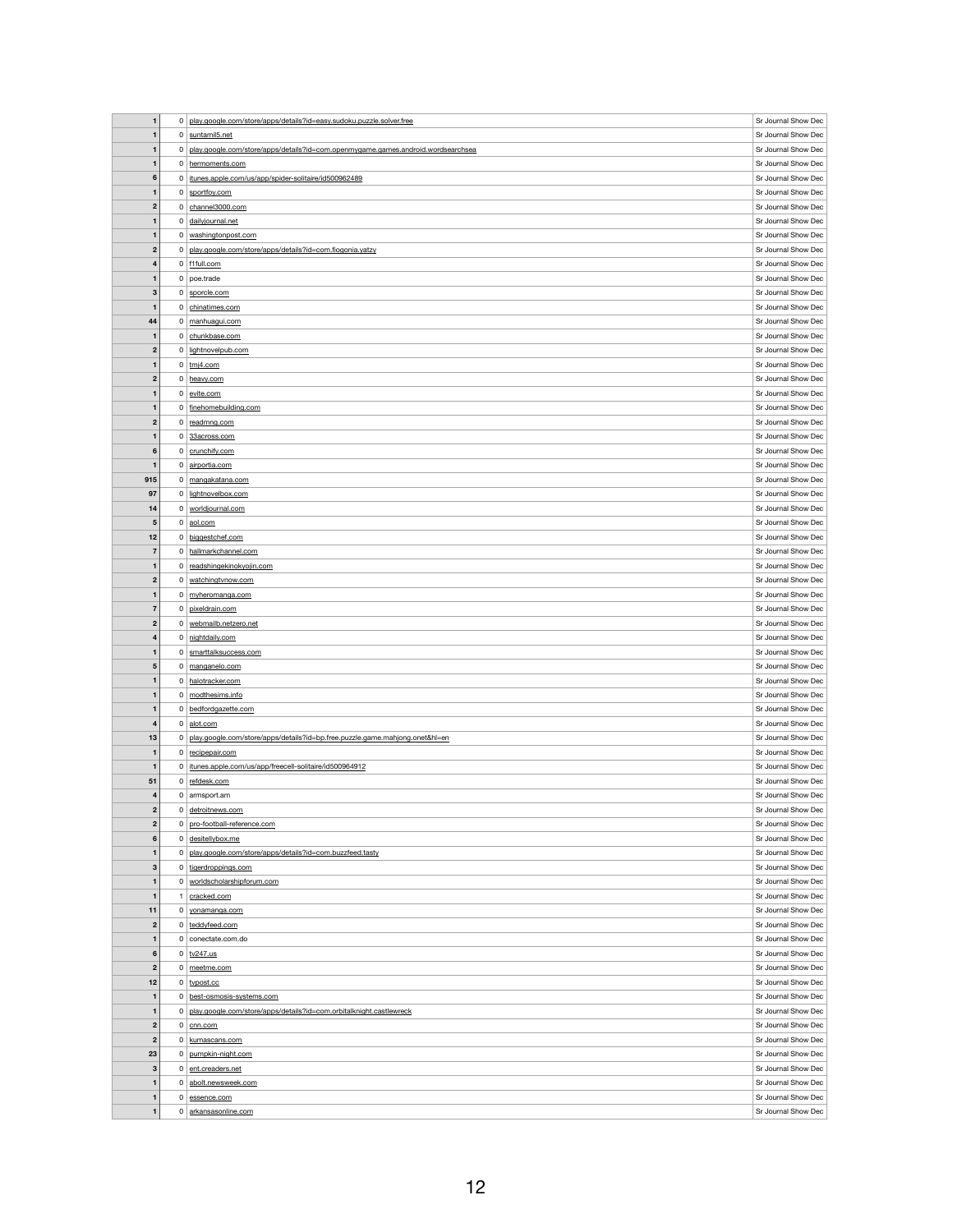| | | | |
|---|---|---|---|
| 1 | 0 | play.google.com/store/apps/details?id=easy.sudoku.puzzle.solver.free | Sr Journal Show Dec |
| 1 | 0 | suntamil5.net | Sr Journal Show Dec |
| 1 | 0 | play.google.com/store/apps/details?id=com.openmygame.games.android.wordsearchsea | Sr Journal Show Dec |
| 1 | 0 | hermoments.com | Sr Journal Show Dec |
| 6 | 0 | itunes.apple.com/us/app/spider-solitaire/id500962489 | Sr Journal Show Dec |
| 1 | 0 | sportfoy.com | Sr Journal Show Dec |
| 2 | 0 | channel3000.com | Sr Journal Show Dec |
| 1 | 0 | dailyjournal.net | Sr Journal Show Dec |
| 1 | 0 | washingtonpost.com | Sr Journal Show Dec |
| 2 | 0 | play.google.com/store/apps/details?id=com.fiogonia.yatzy | Sr Journal Show Dec |
| 4 | 0 | f1full.com | Sr Journal Show Dec |
| 1 | 0 | poe.trade | Sr Journal Show Dec |
| 3 | 0 | sporcle.com | Sr Journal Show Dec |
| 1 | 0 | chinatimes.com | Sr Journal Show Dec |
| 44 | 0 | manhuagui.com | Sr Journal Show Dec |
| 1 | 0 | chunkbase.com | Sr Journal Show Dec |
| 2 | 0 | lightnovelpub.com | Sr Journal Show Dec |
| 1 | 0 | tmj4.com | Sr Journal Show Dec |
| 2 | 0 | heavy.com | Sr Journal Show Dec |
| 1 | 0 | evite.com | Sr Journal Show Dec |
| 1 | 0 | finehomebuilding.com | Sr Journal Show Dec |
| 2 | 0 | readmng.com | Sr Journal Show Dec |
| 1 | 0 | 33across.com | Sr Journal Show Dec |
| 6 | 0 | crunchify.com | Sr Journal Show Dec |
| 1 | 0 | airportia.com | Sr Journal Show Dec |
| 915 | 0 | mangakatana.com | Sr Journal Show Dec |
| 97 | 0 | lightnovelbox.com | Sr Journal Show Dec |
| 14 | 0 | worldjournal.com | Sr Journal Show Dec |
| 5 | 0 | aol.com | Sr Journal Show Dec |
| 12 | 0 | biggestchef.com | Sr Journal Show Dec |
| 7 | 0 | hallmarkchannel.com | Sr Journal Show Dec |
| 1 | 0 | readshingekinokyojin.com | Sr Journal Show Dec |
| 2 | 0 | watchingtvnow.com | Sr Journal Show Dec |
| 1 | 0 | myheromanga.com | Sr Journal Show Dec |
| 7 | 0 | pixeldrain.com | Sr Journal Show Dec |
| 2 | 0 | webmailb.netzero.net | Sr Journal Show Dec |
| 4 | 0 | nightdaily.com | Sr Journal Show Dec |
| 1 | 0 | smarttalksuccess.com | Sr Journal Show Dec |
| 5 | 0 | manganelo.com | Sr Journal Show Dec |
| 1 | 0 | halotracker.com | Sr Journal Show Dec |
| 1 | 0 | modthesims.info | Sr Journal Show Dec |
| 1 | 0 | bedfordgazette.com | Sr Journal Show Dec |
| 4 | 0 | alot.com | Sr Journal Show Dec |
| 13 | 0 | play.google.com/store/apps/details?id=bp.free.puzzle.game.mahjong.onet&hl=en | Sr Journal Show Dec |
| 1 | 0 | recipepair.com | Sr Journal Show Dec |
| 1 | 0 | itunes.apple.com/us/app/freecell-solitaire/id500964912 | Sr Journal Show Dec |
| 51 | 0 | refdesk.com | Sr Journal Show Dec |
| 4 | 0 | armsport.am | Sr Journal Show Dec |
| 2 | 0 | detroitnews.com | Sr Journal Show Dec |
| 2 | 0 | pro-football-reference.com | Sr Journal Show Dec |
| 6 | 0 | desitellybox.me | Sr Journal Show Dec |
| 1 | 0 | play.google.com/store/apps/details?id=com.buzzfeed.tasty | Sr Journal Show Dec |
| 3 | 0 | tigerdroppings.com | Sr Journal Show Dec |
| 1 | 0 | worldscholarshipforum.com | Sr Journal Show Dec |
| 1 | 1 | cracked.com | Sr Journal Show Dec |
| 11 | 0 | yonamanga.com | Sr Journal Show Dec |
| 2 | 0 | teddyfeed.com | Sr Journal Show Dec |
| 1 | 0 | conectate.com.do | Sr Journal Show Dec |
| 6 | 0 | tv247.us | Sr Journal Show Dec |
| 2 | 0 | meetme.com | Sr Journal Show Dec |
| 12 | 0 | tvpost.cc | Sr Journal Show Dec |
| 1 | 0 | best-osmosis-systems.com | Sr Journal Show Dec |
| 1 | 0 | play.google.com/store/apps/details?id=com.orbitalknight.castlewreck | Sr Journal Show Dec |
| 2 | 0 | cnn.com | Sr Journal Show Dec |
| 2 | 0 | kumascans.com | Sr Journal Show Dec |
| 23 | 0 | pumpkin-night.com | Sr Journal Show Dec |
| 3 | 0 | ent.creaders.net | Sr Journal Show Dec |
| 1 | 0 | abolt.newsweek.com | Sr Journal Show Dec |
| 1 | 0 | essence.com | Sr Journal Show Dec |
| 1 | 0 | arkansasonline.com | Sr Journal Show Dec |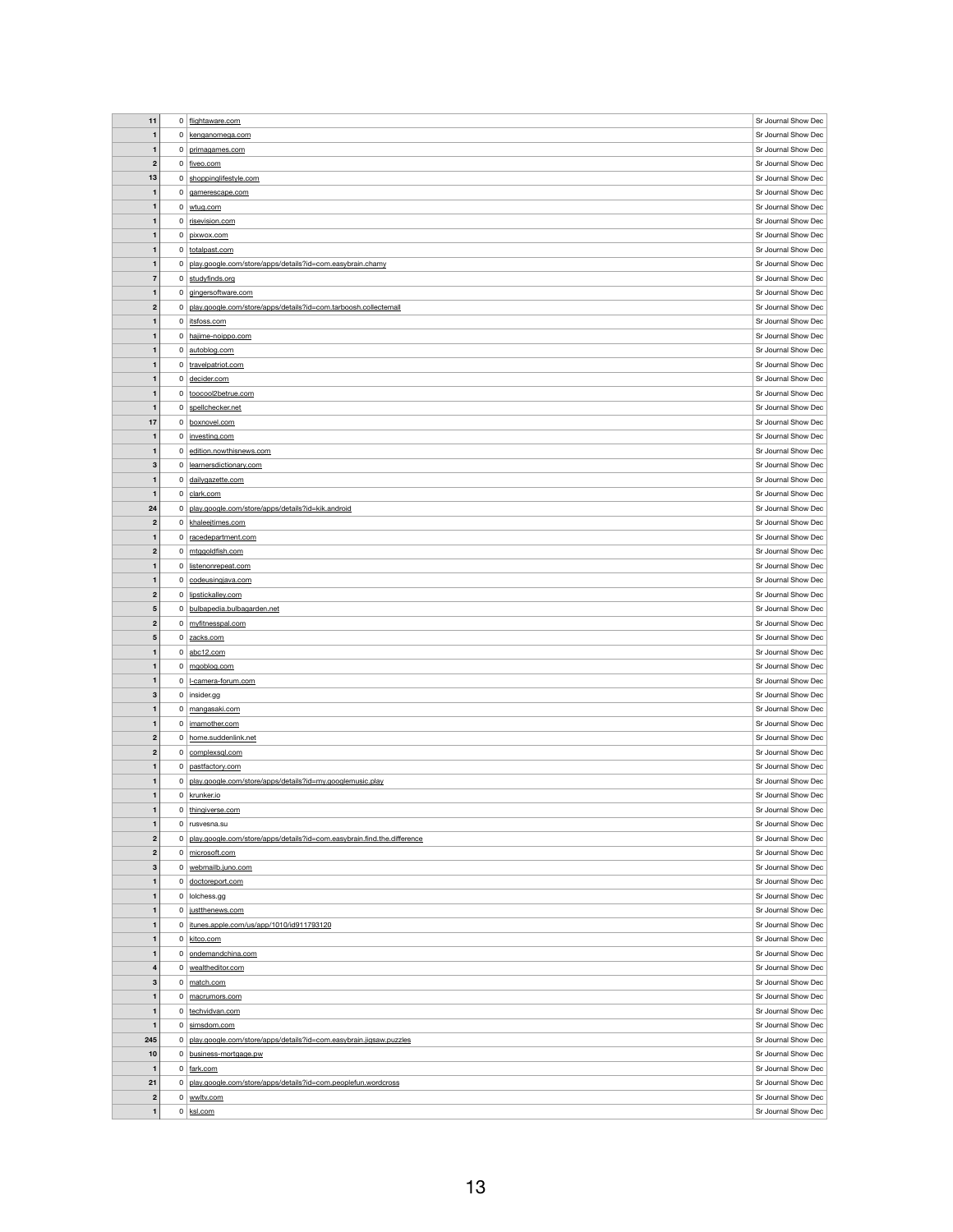| | | | |
|---|---|---|---|
| 11 | 0 | flightaware.com | Sr Journal Show Dec |
| 1 | 0 | kenganomega.com | Sr Journal Show Dec |
| 1 | 0 | primagames.com | Sr Journal Show Dec |
| 2 | 0 | fiveo.com | Sr Journal Show Dec |
| 13 | 0 | shoppinglifestyle.com | Sr Journal Show Dec |
| 1 | 0 | gamerescape.com | Sr Journal Show Dec |
| 1 | 0 | wtug.com | Sr Journal Show Dec |
| 1 | 0 | risevision.com | Sr Journal Show Dec |
| 1 | 0 | pixwox.com | Sr Journal Show Dec |
| 1 | 0 | totalpast.com | Sr Journal Show Dec |
| 1 | 0 | play.google.com/store/apps/details?id=com.easybrain.chamy | Sr Journal Show Dec |
| 7 | 0 | studyfinds.org | Sr Journal Show Dec |
| 1 | 0 | gingersoftware.com | Sr Journal Show Dec |
| 2 | 0 | play.google.com/store/apps/details?id=com.tarboosh.collectemall | Sr Journal Show Dec |
| 1 | 0 | itsfoss.com | Sr Journal Show Dec |
| 1 | 0 | hajime-noippo.com | Sr Journal Show Dec |
| 1 | 0 | autoblog.com | Sr Journal Show Dec |
| 1 | 0 | travelpatriot.com | Sr Journal Show Dec |
| 1 | 0 | decider.com | Sr Journal Show Dec |
| 1 | 0 | toocool2betrue.com | Sr Journal Show Dec |
| 1 | 0 | spellchecker.net | Sr Journal Show Dec |
| 17 | 0 | boxnovel.com | Sr Journal Show Dec |
| 1 | 0 | investing.com | Sr Journal Show Dec |
| 1 | 0 | edition.nowthisnews.com | Sr Journal Show Dec |
| 3 | 0 | learnersdictionary.com | Sr Journal Show Dec |
| 1 | 0 | dailygazette.com | Sr Journal Show Dec |
| 1 | 0 | clark.com | Sr Journal Show Dec |
| 24 | 0 | play.google.com/store/apps/details?id=kik.android | Sr Journal Show Dec |
| 2 | 0 | khaleejtimes.com | Sr Journal Show Dec |
| 1 | 0 | racedepartment.com | Sr Journal Show Dec |
| 2 | 0 | mtggoldfish.com | Sr Journal Show Dec |
| 1 | 0 | listenonrepeat.com | Sr Journal Show Dec |
| 1 | 0 | codeusingjava.com | Sr Journal Show Dec |
| 2 | 0 | lipstickalley.com | Sr Journal Show Dec |
| 5 | 0 | bulbapedia.bulbagarden.net | Sr Journal Show Dec |
| 2 | 0 | myfitnesspal.com | Sr Journal Show Dec |
| 5 | 0 | zacks.com | Sr Journal Show Dec |
| 1 | 0 | abc12.com | Sr Journal Show Dec |
| 1 | 0 | mgoblog.com | Sr Journal Show Dec |
| 1 | 0 | l-camera-forum.com | Sr Journal Show Dec |
| 3 | 0 | insider.gg | Sr Journal Show Dec |
| 1 | 0 | mangasaki.com | Sr Journal Show Dec |
| 1 | 0 | imamother.com | Sr Journal Show Dec |
| 2 | 0 | home.suddenlink.net | Sr Journal Show Dec |
| 2 | 0 | complexsql.com | Sr Journal Show Dec |
| 1 | 0 | pastfactory.com | Sr Journal Show Dec |
| 1 | 0 | play.google.com/store/apps/details?id=my.googlemusic.play | Sr Journal Show Dec |
| 1 | 0 | krunker.io | Sr Journal Show Dec |
| 1 | 0 | thingiverse.com | Sr Journal Show Dec |
| 1 | 0 | rusvesna.su | Sr Journal Show Dec |
| 2 | 0 | play.google.com/store/apps/details?id=com.easybrain.find.the.difference | Sr Journal Show Dec |
| 2 | 0 | microsoft.com | Sr Journal Show Dec |
| 3 | 0 | webmailb.juno.com | Sr Journal Show Dec |
| 1 | 0 | doctoreport.com | Sr Journal Show Dec |
| 1 | 0 | lolchess.gg | Sr Journal Show Dec |
| 1 | 0 | justthenews.com | Sr Journal Show Dec |
| 1 | 0 | itunes.apple.com/us/app/1010/id911793120 | Sr Journal Show Dec |
| 1 | 0 | kitco.com | Sr Journal Show Dec |
| 1 | 0 | ondemandchina.com | Sr Journal Show Dec |
| 4 | 0 | wealtheditor.com | Sr Journal Show Dec |
| 3 | 0 | match.com | Sr Journal Show Dec |
| 1 | 0 | macrumors.com | Sr Journal Show Dec |
| 1 | 0 | techvidvan.com | Sr Journal Show Dec |
| 1 | 0 | simsdom.com | Sr Journal Show Dec |
| 245 | 0 | play.google.com/store/apps/details?id=com.easybrain.jigsaw.puzzles | Sr Journal Show Dec |
| 10 | 0 | business-mortgage.pw | Sr Journal Show Dec |
| 1 | 0 | fark.com | Sr Journal Show Dec |
| 21 | 0 | play.google.com/store/apps/details?id=com.peoplefun.wordcross | Sr Journal Show Dec |
| 2 | 0 | wwltv.com | Sr Journal Show Dec |
| 1 | 0 | ksl.com | Sr Journal Show Dec |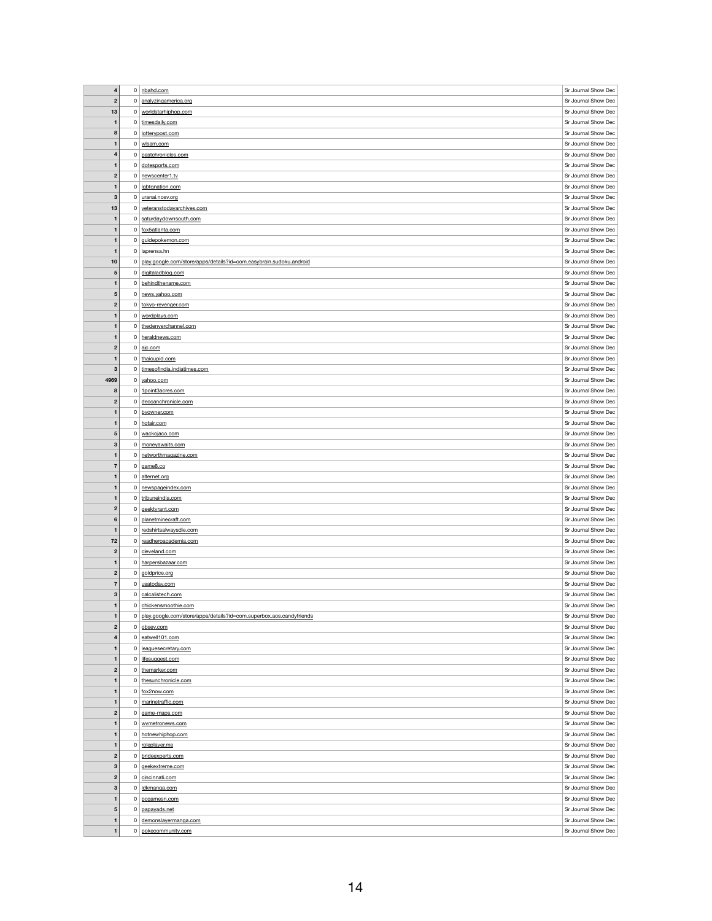| | | | |
|---|---|---|---|
| 4 | 0 | nbahd.com | Sr Journal Show Dec |
| 2 | 0 | analyzingamerica.org | Sr Journal Show Dec |
| 13 | 0 | worldstarhiphop.com | Sr Journal Show Dec |
| 1 | 0 | timesdaily.com | Sr Journal Show Dec |
| 8 | 0 | lotterypost.com | Sr Journal Show Dec |
| 1 | 0 | wlsam.com | Sr Journal Show Dec |
| 4 | 0 | pastchronicles.com | Sr Journal Show Dec |
| 1 | 0 | dotesports.com | Sr Journal Show Dec |
| 2 | 0 | newscenter1.tv | Sr Journal Show Dec |
| 1 | 0 | lgbtqnation.com | Sr Journal Show Dec |
| 3 | 0 | uranai.nosv.org | Sr Journal Show Dec |
| 13 | 0 | veteranstodayarchives.com | Sr Journal Show Dec |
| 1 | 0 | saturdaydownsouth.com | Sr Journal Show Dec |
| 1 | 0 | fox5atlanta.com | Sr Journal Show Dec |
| 1 | 0 | guidepokemon.com | Sr Journal Show Dec |
| 1 | 0 | laprensa.hn | Sr Journal Show Dec |
| 10 | 0 | play.google.com/store/apps/details?id=com.easybrain.sudoku.android | Sr Journal Show Dec |
| 5 | 0 | digitaladblog.com | Sr Journal Show Dec |
| 1 | 0 | behindthename.com | Sr Journal Show Dec |
| 5 | 0 | news.yahoo.com | Sr Journal Show Dec |
| 2 | 0 | tokyo-revenger.com | Sr Journal Show Dec |
| 1 | 0 | wordplays.com | Sr Journal Show Dec |
| 1 | 0 | thedenverchannel.com | Sr Journal Show Dec |
| 1 | 0 | heraldnews.com | Sr Journal Show Dec |
| 2 | 0 | ajc.com | Sr Journal Show Dec |
| 1 | 0 | thaicupid.com | Sr Journal Show Dec |
| 3 | 0 | timesofindia.indiatimes.com | Sr Journal Show Dec |
| 4969 | 0 | yahoo.com | Sr Journal Show Dec |
| 8 | 0 | 1point3acres.com | Sr Journal Show Dec |
| 2 | 0 | deccanchronicle.com | Sr Journal Show Dec |
| 1 | 0 | byowner.com | Sr Journal Show Dec |
| 1 | 0 | hotair.com | Sr Journal Show Dec |
| 5 | 0 | wackojaco.com | Sr Journal Show Dec |
| 3 | 0 | moneyawaits.com | Sr Journal Show Dec |
| 1 | 0 | networthmagazine.com | Sr Journal Show Dec |
| 7 | 0 | game8.co | Sr Journal Show Dec |
| 1 | 0 | alternet.org | Sr Journal Show Dec |
| 1 | 0 | newspageindex.com | Sr Journal Show Dec |
| 1 | 0 | tribuneindia.com | Sr Journal Show Dec |
| 2 | 0 | geektyrant.com | Sr Journal Show Dec |
| 6 | 0 | planetminecraft.com | Sr Journal Show Dec |
| 1 | 0 | redshirtsalwaysdie.com | Sr Journal Show Dec |
| 72 | 0 | readheroacademia.com | Sr Journal Show Dec |
| 2 | 0 | cleveland.com | Sr Journal Show Dec |
| 1 | 0 | harpersbazaar.com | Sr Journal Show Dec |
| 2 | 0 | goldprice.org | Sr Journal Show Dec |
| 7 | 0 | usatoday.com | Sr Journal Show Dec |
| 3 | 0 | calcalistech.com | Sr Journal Show Dec |
| 1 | 0 | chickensmoothie.com | Sr Journal Show Dec |
| 1 | 0 | play.google.com/store/apps/details?id=com.superbox.aos.candyfriends | Sr Journal Show Dec |
| 2 | 0 | obsev.com | Sr Journal Show Dec |
| 4 | 0 | eatwell101.com | Sr Journal Show Dec |
| 1 | 0 | leaguesecretary.com | Sr Journal Show Dec |
| 1 | 0 | lifesuggest.com | Sr Journal Show Dec |
| 2 | 0 | themarker.com | Sr Journal Show Dec |
| 1 | 0 | thesunchronicle.com | Sr Journal Show Dec |
| 1 | 0 | fox2now.com | Sr Journal Show Dec |
| 1 | 0 | marinetraffic.com | Sr Journal Show Dec |
| 2 | 0 | game-maps.com | Sr Journal Show Dec |
| 1 | 0 | wvmetronews.com | Sr Journal Show Dec |
| 1 | 0 | hotnewhiphop.com | Sr Journal Show Dec |
| 1 | 0 | roleplayer.me | Sr Journal Show Dec |
| 2 | 0 | brideexperts.com | Sr Journal Show Dec |
| 3 | 0 | geekextreme.com | Sr Journal Show Dec |
| 2 | 0 | cincinnati.com | Sr Journal Show Dec |
| 3 | 0 | ldkmanga.com | Sr Journal Show Dec |
| 1 | 0 | pcgamesn.com | Sr Journal Show Dec |
| 5 | 0 | papayads.net | Sr Journal Show Dec |
| 1 | 0 | demonslayermanga.com | Sr Journal Show Dec |
| 1 | 0 | pokecommunity.com | Sr Journal Show Dec |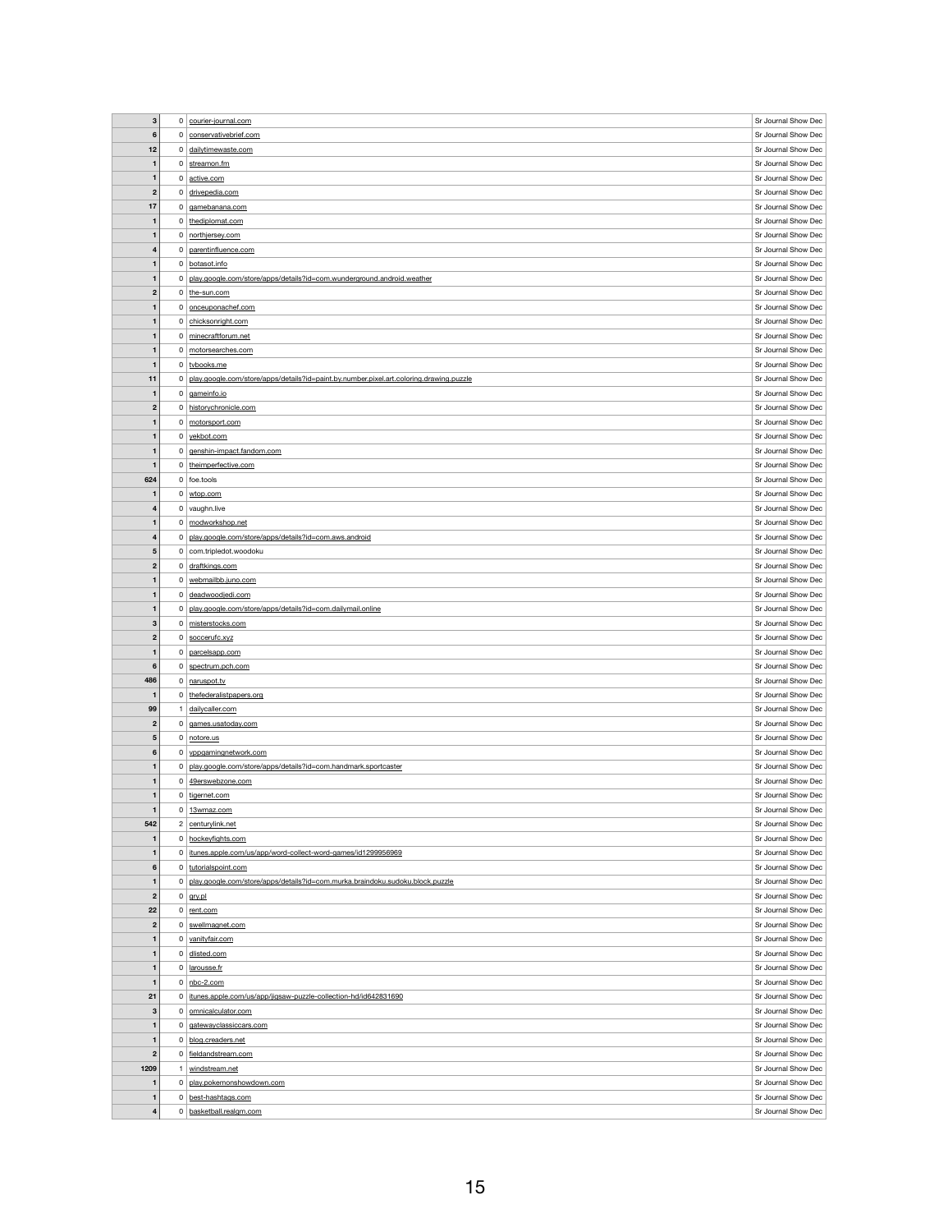| | | | |
|---|---|---|---|
| **3** | 0 | courier-journal.com | Sr Journal Show Dec |
| **6** | 0 | conservativebrief.com | Sr Journal Show Dec |
| **12** | 0 | dailytimewaste.com | Sr Journal Show Dec |
| **1** | 0 | streamon.fm | Sr Journal Show Dec |
| **1** | 0 | active.com | Sr Journal Show Dec |
| **2** | 0 | drivepedia.com | Sr Journal Show Dec |
| **17** | 0 | gamebanana.com | Sr Journal Show Dec |
| **1** | 0 | thediplomat.com | Sr Journal Show Dec |
| **1** | 0 | northjersey.com | Sr Journal Show Dec |
| **4** | 0 | parentinfluence.com | Sr Journal Show Dec |
| **1** | 0 | botasot.info | Sr Journal Show Dec |
| **1** | 0 | play.google.com/store/apps/details?id=com.wunderground.android.weather | Sr Journal Show Dec |
| **2** | 0 | the-sun.com | Sr Journal Show Dec |
| **1** | 0 | onceuponachef.com | Sr Journal Show Dec |
| **1** | 0 | chicksonright.com | Sr Journal Show Dec |
| **1** | 0 | minecraftforum.net | Sr Journal Show Dec |
| **1** | 0 | motorsearches.com | Sr Journal Show Dec |
| **1** | 0 | tvbooks.me | Sr Journal Show Dec |
| **11** | 0 | play.google.com/store/apps/details?id=paint.by.number.pixel.art.coloring.drawing.puzzle | Sr Journal Show Dec |
| **1** | 0 | gameinfo.io | Sr Journal Show Dec |
| **2** | 0 | historychronicle.com | Sr Journal Show Dec |
| **1** | 0 | motorsport.com | Sr Journal Show Dec |
| **1** | 0 | yekbot.com | Sr Journal Show Dec |
| **1** | 0 | genshin-impact.fandom.com | Sr Journal Show Dec |
| **1** | 0 | theimperfective.com | Sr Journal Show Dec |
| **624** | 0 | foe.tools | Sr Journal Show Dec |
| **1** | 0 | wtop.com | Sr Journal Show Dec |
| **4** | 0 | vaughn.live | Sr Journal Show Dec |
| **1** | 0 | modworkshop.net | Sr Journal Show Dec |
| **4** | 0 | play.google.com/store/apps/details?id=com.aws.android | Sr Journal Show Dec |
| **5** | 0 | com.tripledot.woodoku | Sr Journal Show Dec |
| **2** | 0 | draftkings.com | Sr Journal Show Dec |
| **1** | 0 | webmailbb.juno.com | Sr Journal Show Dec |
| **1** | 0 | deadwoodjedi.com | Sr Journal Show Dec |
| **1** | 0 | play.google.com/store/apps/details?id=com.dailymail.online | Sr Journal Show Dec |
| **3** | 0 | misterstocks.com | Sr Journal Show Dec |
| **2** | 0 | soccerufc.xyz | Sr Journal Show Dec |
| **1** | 0 | parcelsapp.com | Sr Journal Show Dec |
| **6** | 0 | spectrum.pch.com | Sr Journal Show Dec |
| **486** | 0 | naruspot.tv | Sr Journal Show Dec |
| **1** | 0 | thefederalistpapers.org | Sr Journal Show Dec |
| **99** | 1 | dailycaller.com | Sr Journal Show Dec |
| **2** | 0 | games.usatoday.com | Sr Journal Show Dec |
| **5** | 0 | notore.us | Sr Journal Show Dec |
| **6** | 0 | vppgamingnetwork.com | Sr Journal Show Dec |
| **1** | 0 | play.google.com/store/apps/details?id=com.handmark.sportcaster | Sr Journal Show Dec |
| **1** | 0 | 49erswebzone.com | Sr Journal Show Dec |
| **1** | 0 | tigernet.com | Sr Journal Show Dec |
| **1** | 0 | 13wmaz.com | Sr Journal Show Dec |
| **542** | 2 | centurylink.net | Sr Journal Show Dec |
| **1** | 0 | hockeyfights.com | Sr Journal Show Dec |
| **1** | 0 | itunes.apple.com/us/app/word-collect-word-games/id1299956969 | Sr Journal Show Dec |
| **6** | 0 | tutorialspoint.com | Sr Journal Show Dec |
| **1** | 0 | play.google.com/store/apps/details?id=com.murka.braindoku.sudoku.block.puzzle | Sr Journal Show Dec |
| **2** | 0 | gry.pl | Sr Journal Show Dec |
| **22** | 0 | rent.com | Sr Journal Show Dec |
| **2** | 0 | swellmagnet.com | Sr Journal Show Dec |
| **1** | 0 | vanityfair.com | Sr Journal Show Dec |
| **1** | 0 | dlisted.com | Sr Journal Show Dec |
| **1** | 0 | larousse.fr | Sr Journal Show Dec |
| **1** | 0 | nbc-2.com | Sr Journal Show Dec |
| **21** | 0 | itunes.apple.com/us/app/jigsaw-puzzle-collection-hd/id642831690 | Sr Journal Show Dec |
| **3** | 0 | omnicalculator.com | Sr Journal Show Dec |
| **1** | 0 | gatewayclassiccars.com | Sr Journal Show Dec |
| **1** | 0 | blog.creaders.net | Sr Journal Show Dec |
| **2** | 0 | fieldandstream.com | Sr Journal Show Dec |
| **1209** | 1 | windstream.net | Sr Journal Show Dec |
| **1** | 0 | play.pokemonshowdown.com | Sr Journal Show Dec |
| **1** | 0 | best-hashtags.com | Sr Journal Show Dec |
| **4** | 0 | basketball.realgm.com | Sr Journal Show Dec |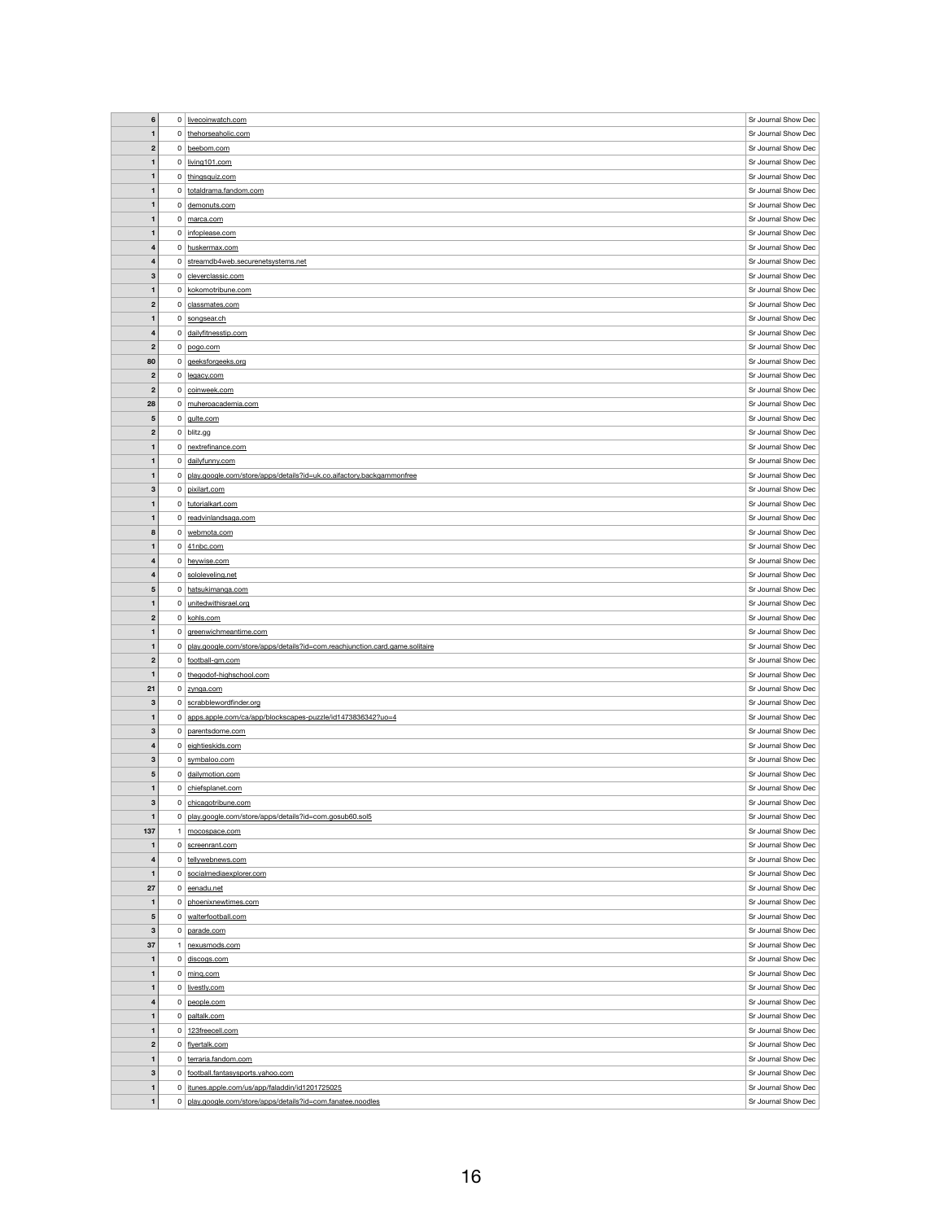| | | | |
|---|---|---|---|
| 6 | 0 | livecoinwatch.com | Sr Journal Show Dec |
| 1 | 0 | thehorseaholic.com | Sr Journal Show Dec |
| 2 | 0 | beebom.com | Sr Journal Show Dec |
| 1 | 0 | living101.com | Sr Journal Show Dec |
| 1 | 0 | thingsquiz.com | Sr Journal Show Dec |
| 1 | 0 | totaldrama.fandom.com | Sr Journal Show Dec |
| 1 | 0 | demonuts.com | Sr Journal Show Dec |
| 1 | 0 | marca.com | Sr Journal Show Dec |
| 1 | 0 | infoplease.com | Sr Journal Show Dec |
| 4 | 0 | huskermax.com | Sr Journal Show Dec |
| 4 | 0 | streamdb4web.securenetsystems.net | Sr Journal Show Dec |
| 3 | 0 | cleverclassic.com | Sr Journal Show Dec |
| 1 | 0 | kokomotribune.com | Sr Journal Show Dec |
| 2 | 0 | classmates.com | Sr Journal Show Dec |
| 1 | 0 | songsear.ch | Sr Journal Show Dec |
| 4 | 0 | dailyfitnesstip.com | Sr Journal Show Dec |
| 2 | 0 | pogo.com | Sr Journal Show Dec |
| 80 | 0 | geeksforgeeks.org | Sr Journal Show Dec |
| 2 | 0 | legacy.com | Sr Journal Show Dec |
| 2 | 0 | coinweek.com | Sr Journal Show Dec |
| 28 | 0 | muheroacademia.com | Sr Journal Show Dec |
| 5 | 0 | gulte.com | Sr Journal Show Dec |
| 2 | 0 | blitz.gg | Sr Journal Show Dec |
| 1 | 0 | nextrefinance.com | Sr Journal Show Dec |
| 1 | 0 | dailyfunny.com | Sr Journal Show Dec |
| 1 | 0 | play.google.com/store/apps/details?id=uk.co.aifactory.backgammonfree | Sr Journal Show Dec |
| 3 | 0 | pixilart.com | Sr Journal Show Dec |
| 1 | 0 | tutorialkart.com | Sr Journal Show Dec |
| 1 | 0 | readvinlandsaga.com | Sr Journal Show Dec |
| 8 | 0 | webmota.com | Sr Journal Show Dec |
| 1 | 0 | 41nbc.com | Sr Journal Show Dec |
| 4 | 0 | heywise.com | Sr Journal Show Dec |
| 4 | 0 | sololeveling.net | Sr Journal Show Dec |
| 5 | 0 | hatsukimanga.com | Sr Journal Show Dec |
| 1 | 0 | unitedwithisrael.org | Sr Journal Show Dec |
| 2 | 0 | kohls.com | Sr Journal Show Dec |
| 1 | 0 | greenwichmeantime.com | Sr Journal Show Dec |
| 1 | 0 | play.google.com/store/apps/details?id=com.reachjunction.card.game.solitaire | Sr Journal Show Dec |
| 2 | 0 | football-gm.com | Sr Journal Show Dec |
| 1 | 0 | thegodof-highschool.com | Sr Journal Show Dec |
| 21 | 0 | zynga.com | Sr Journal Show Dec |
| 3 | 0 | scrabblewordfinder.org | Sr Journal Show Dec |
| 1 | 0 | apps.apple.com/ca/app/blockscapes-puzzle/id1473836342?uo=4 | Sr Journal Show Dec |
| 3 | 0 | parentsdome.com | Sr Journal Show Dec |
| 4 | 0 | eightieskids.com | Sr Journal Show Dec |
| 3 | 0 | symbaloo.com | Sr Journal Show Dec |
| 5 | 0 | dailymotion.com | Sr Journal Show Dec |
| 1 | 0 | chiefsplanet.com | Sr Journal Show Dec |
| 3 | 0 | chicagotribune.com | Sr Journal Show Dec |
| 1 | 0 | play.google.com/store/apps/details?id=com.gosub60.sol5 | Sr Journal Show Dec |
| 137 | 1 | mocospace.com | Sr Journal Show Dec |
| 1 | 0 | screenrant.com | Sr Journal Show Dec |
| 4 | 0 | tellywebnews.com | Sr Journal Show Dec |
| 1 | 0 | socialmediaexplorer.com | Sr Journal Show Dec |
| 27 | 0 | eenadu.net | Sr Journal Show Dec |
| 1 | 0 | phoenixnewtimes.com | Sr Journal Show Dec |
| 5 | 0 | walterfootball.com | Sr Journal Show Dec |
| 3 | 0 | parade.com | Sr Journal Show Dec |
| 37 | 1 | nexusmods.com | Sr Journal Show Dec |
| 1 | 0 | discogs.com | Sr Journal Show Dec |
| 1 | 0 | ming.com | Sr Journal Show Dec |
| 1 | 0 | livestly.com | Sr Journal Show Dec |
| 4 | 0 | people.com | Sr Journal Show Dec |
| 1 | 0 | paltalk.com | Sr Journal Show Dec |
| 1 | 0 | 123freecell.com | Sr Journal Show Dec |
| 2 | 0 | flyertalk.com | Sr Journal Show Dec |
| 1 | 0 | terraria.fandom.com | Sr Journal Show Dec |
| 3 | 0 | football.fantasysports.yahoo.com | Sr Journal Show Dec |
| 1 | 0 | itunes.apple.com/us/app/faladdin/id1201725025 | Sr Journal Show Dec |
| 1 | 0 | play.google.com/store/apps/details?id=com.fanatee.noodles | Sr Journal Show Dec |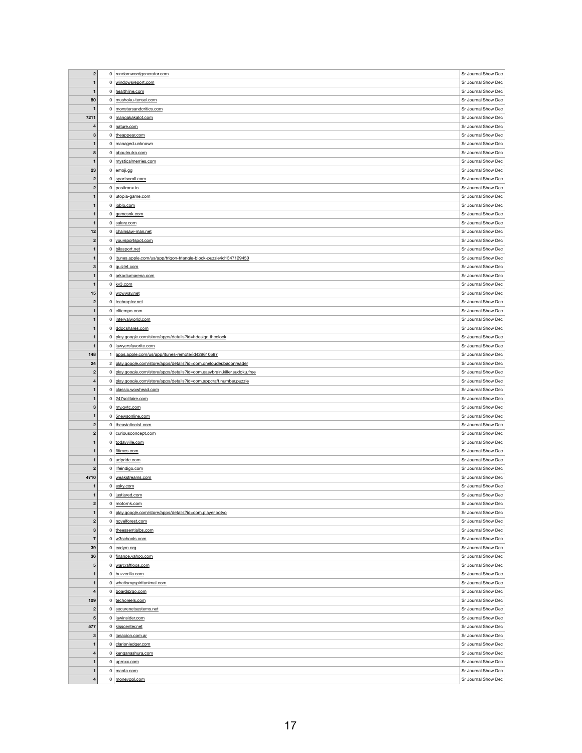| | | | |
|---|---|---|---|
| **2** | 0 | randomwordgenerator.com | Sr Journal Show Dec |
| **1** | 0 | windowsreport.com | Sr Journal Show Dec |
| **1** | 0 | healthline.com | Sr Journal Show Dec |
| **80** | 0 | mushoku-tensei.com | Sr Journal Show Dec |
| **1** | 0 | monstersandcritics.com | Sr Journal Show Dec |
| **7211** | 0 | mangakakalot.com | Sr Journal Show Dec |
| **4** | 0 | nature.com | Sr Journal Show Dec |
| **3** | 0 | theappear.com | Sr Journal Show Dec |
| **1** | 0 | managed.unknown | Sr Journal Show Dec |
| **8** | 0 | aboutnutra.com | Sr Journal Show Dec |
| **1** | 0 | mysticalmerries.com | Sr Journal Show Dec |
| **23** | 0 | emoji.gg | Sr Journal Show Dec |
| **2** | 0 | sportscroll.com | Sr Journal Show Dec |
| **2** | 0 | positronx.io | Sr Journal Show Dec |
| **1** | 0 | utopia-game.com | Sr Journal Show Dec |
| **1** | 0 | joblo.com | Sr Journal Show Dec |
| **1** | 0 | gamesnk.com | Sr Journal Show Dec |
| **1** | 0 | salary.com | Sr Journal Show Dec |
| **12** | 0 | chainsaw-man.net | Sr Journal Show Dec |
| **2** | 0 | yoursportspot.com | Sr Journal Show Dec |
| **1** | 0 | bilasport.net | Sr Journal Show Dec |
| **1** | 0 | itunes.apple.com/us/app/trigon-triangle-block-puzzle/id1347129450 | Sr Journal Show Dec |
| **3** | 0 | quizlet.com | Sr Journal Show Dec |
| **1** | 0 | arkadiumarena.com | Sr Journal Show Dec |
| **1** | 0 | ky3.com | Sr Journal Show Dec |
| **15** | 0 | wowway.net | Sr Journal Show Dec |
| **2** | 0 | techraptor.net | Sr Journal Show Dec |
| **1** | 0 | eltiempo.com | Sr Journal Show Dec |
| **1** | 0 | intervalworld.com | Sr Journal Show Dec |
| **1** | 0 | ddpcshares.com | Sr Journal Show Dec |
| **1** | 0 | play.google.com/store/apps/details?id=hdesign.theclock | Sr Journal Show Dec |
| **1** | 0 | lawyersfavorite.com | Sr Journal Show Dec |
| **148** | 1 | apps.apple.com/us/app/itunes-remote/id429610587 | Sr Journal Show Dec |
| **24** | 2 | play.google.com/store/apps/details?id=com.onelouder.baconreader | Sr Journal Show Dec |
| **2** | 0 | play.google.com/store/apps/details?id=com.easybrain.killer.sudoku.free | Sr Journal Show Dec |
| **4** | 0 | play.google.com/store/apps/details?id=com.appcraft.number.puzzle | Sr Journal Show Dec |
| **1** | 0 | classic.wowhead.com | Sr Journal Show Dec |
| **1** | 0 | 247solitaire.com | Sr Journal Show Dec |
| **3** | 0 | my.gvtc.com | Sr Journal Show Dec |
| **1** | 0 | 5newsonline.com | Sr Journal Show Dec |
| **2** | 0 | theaviationist.com | Sr Journal Show Dec |
| **2** | 0 | curiousconcept.com | Sr Journal Show Dec |
| **1** | 0 | todayville.com | Sr Journal Show Dec |
| **1** | 0 | fitimes.com | Sr Journal Show Dec |
| **1** | 0 | udpride.com | Sr Journal Show Dec |
| **2** | 0 | lifeindigo.com | Sr Journal Show Dec |
| **4710** | 0 | weakstreams.com | Sr Journal Show Dec |
| **1** | 0 | esky.com | Sr Journal Show Dec |
| **1** | 0 | justjared.com | Sr Journal Show Dec |
| **2** | 0 | motomk.com | Sr Journal Show Dec |
| **1** | 0 | play.google.com/store/apps/details?id=com.player.ootvo | Sr Journal Show Dec |
| **2** | 0 | novelforest.com | Sr Journal Show Dec |
| **3** | 0 | theessentialbs.com | Sr Journal Show Dec |
| **7** | 0 | w3schools.com | Sr Journal Show Dec |
| **39** | 0 | earlym.org | Sr Journal Show Dec |
| **36** | 0 | finance.yahoo.com | Sr Journal Show Dec |
| **5** | 0 | warcraftlogs.com | Sr Journal Show Dec |
| **1** | 0 | buzzerilla.com | Sr Journal Show Dec |
| **1** | 0 | whatismyspiritanimal.com | Sr Journal Show Dec |
| **4** | 0 | boards2go.com | Sr Journal Show Dec |
| **109** | 0 | techoreels.com | Sr Journal Show Dec |
| **2** | 0 | securenetsystems.net | Sr Journal Show Dec |
| **5** | 0 | lawinsider.com | Sr Journal Show Dec |
| **577** | 0 | kisscenter.net | Sr Journal Show Dec |
| **3** | 0 | lanacion.com.ar | Sr Journal Show Dec |
| **1** | 0 | clarionledger.com | Sr Journal Show Dec |
| **4** | 0 | kenganashura.com | Sr Journal Show Dec |
| **1** | 0 | uproxx.com | Sr Journal Show Dec |
| **1** | 0 | manta.com | Sr Journal Show Dec |
| **4** | 0 | moneyppl.com | Sr Journal Show Dec |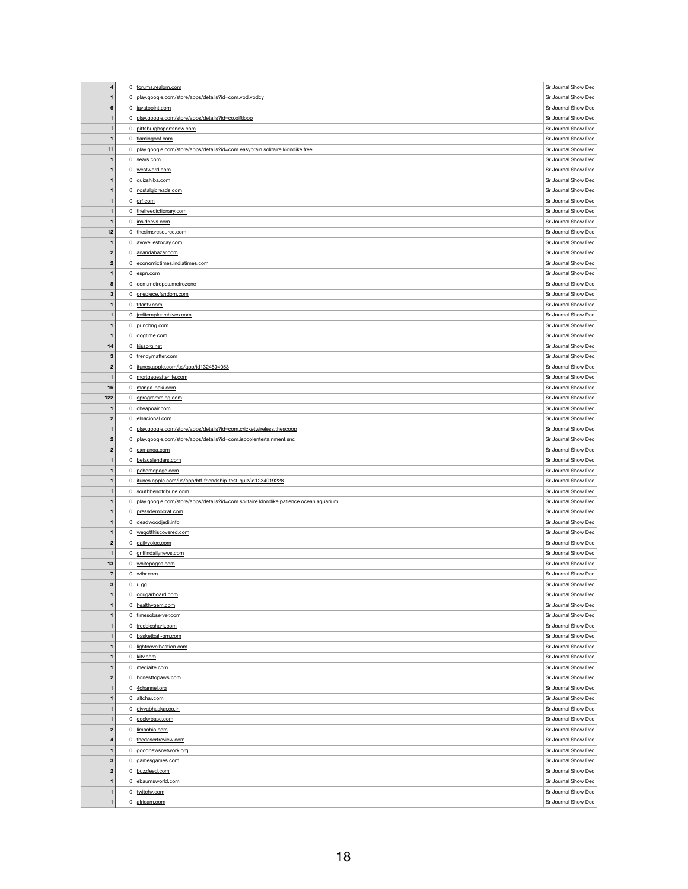| | | | |
|---|---|---|---|
| 4 | 0 | forums.realgm.com | Sr Journal Show Dec |
| 1 | 0 | play.google.com/store/apps/details?id=com.vod.vodcy | Sr Journal Show Dec |
| 6 | 0 | javatpoint.com | Sr Journal Show Dec |
| 1 | 0 | play.google.com/store/apps/details?id=co.giftloop | Sr Journal Show Dec |
| 1 | 0 | pittsburghsportsnow.com | Sr Journal Show Dec |
| 1 | 0 | flamingoof.com | Sr Journal Show Dec |
| 11 | 0 | play.google.com/store/apps/details?id=com.easybrain.solitaire.klondike.free | Sr Journal Show Dec |
| 1 | 0 | sears.com | Sr Journal Show Dec |
| 1 | 0 | westword.com | Sr Journal Show Dec |
| 1 | 0 | quizshiba.com | Sr Journal Show Dec |
| 1 | 0 | nostalgicreads.com | Sr Journal Show Dec |
| 1 | 0 | drf.com | Sr Journal Show Dec |
| 1 | 0 | thefreedictionary.com | Sr Journal Show Dec |
| 1 | 0 | insideevs.com | Sr Journal Show Dec |
| 12 | 0 | thesimsresource.com | Sr Journal Show Dec |
| 1 | 0 | avoyellestoday.com | Sr Journal Show Dec |
| 2 | 0 | anandabazar.com | Sr Journal Show Dec |
| 2 | 0 | economictimes.indiatimes.com | Sr Journal Show Dec |
| 1 | 0 | espn.com | Sr Journal Show Dec |
| 8 | 0 | com.metropcs.metrozone | Sr Journal Show Dec |
| 3 | 0 | onepiece.fandom.com | Sr Journal Show Dec |
| 1 | 0 | titantv.com | Sr Journal Show Dec |
| 1 | 0 | jeditemplearchives.com | Sr Journal Show Dec |
| 1 | 0 | punchng.com | Sr Journal Show Dec |
| 1 | 0 | dogtime.com | Sr Journal Show Dec |
| 14 | 0 | kissorg.net | Sr Journal Show Dec |
| 3 | 0 | trendymatter.com | Sr Journal Show Dec |
| 2 | 0 | itunes.apple.com/us/app/id1324604053 | Sr Journal Show Dec |
| 1 | 0 | mortgageafterlife.com | Sr Journal Show Dec |
| 16 | 0 | manga-baki.com | Sr Journal Show Dec |
| 122 | 0 | cprogramming.com | Sr Journal Show Dec |
| 1 | 0 | cheapoair.com | Sr Journal Show Dec |
| 2 | 0 | elnacional.com | Sr Journal Show Dec |
| 1 | 0 | play.google.com/store/apps/details?id=com.cricketwireless.thescoop | Sr Journal Show Dec |
| 2 | 0 | play.google.com/store/apps/details?id=com.iscoolentertainment.snc | Sr Journal Show Dec |
| 2 | 0 | oxmanga.com | Sr Journal Show Dec |
| 1 | 0 | betacalendars.com | Sr Journal Show Dec |
| 1 | 0 | pahomepage.com | Sr Journal Show Dec |
| 1 | 0 | itunes.apple.com/us/app/bff-friendship-test-quiz/id1234019228 | Sr Journal Show Dec |
| 1 | 0 | southbendtribune.com | Sr Journal Show Dec |
| 1 | 0 | play.google.com/store/apps/details?id=com.solitaire.klondike.patience.ocean.aquarium | Sr Journal Show Dec |
| 1 | 0 | pressdemocrat.com | Sr Journal Show Dec |
| 1 | 0 | deadwoodjedi.info | Sr Journal Show Dec |
| 1 | 0 | wegotthiscovered.com | Sr Journal Show Dec |
| 2 | 0 | dailyvoice.com | Sr Journal Show Dec |
| 1 | 0 | griffindailynews.com | Sr Journal Show Dec |
| 13 | 0 | whitepages.com | Sr Journal Show Dec |
| 7 | 0 | wthr.com | Sr Journal Show Dec |
| 3 | 0 | u.gg | Sr Journal Show Dec |
| 1 | 0 | cougarboard.com | Sr Journal Show Dec |
| 1 | 0 | healthygem.com | Sr Journal Show Dec |
| 1 | 0 | timesobserver.com | Sr Journal Show Dec |
| 1 | 0 | freebieshark.com | Sr Journal Show Dec |
| 1 | 0 | basketball-gm.com | Sr Journal Show Dec |
| 1 | 0 | lightnovelbastion.com | Sr Journal Show Dec |
| 1 | 0 | kitv.com | Sr Journal Show Dec |
| 1 | 0 | mediaite.com | Sr Journal Show Dec |
| 2 | 0 | honesttopaws.com | Sr Journal Show Dec |
| 1 | 0 | 4channel.org | Sr Journal Show Dec |
| 1 | 0 | altchar.com | Sr Journal Show Dec |
| 1 | 0 | divyabhaskar.co.in | Sr Journal Show Dec |
| 1 | 0 | geekybase.com | Sr Journal Show Dec |
| 2 | 0 | limaohio.com | Sr Journal Show Dec |
| 4 | 0 | thedesertreview.com | Sr Journal Show Dec |
| 1 | 0 | goodnewsnetwork.org | Sr Journal Show Dec |
| 3 | 0 | gamesgames.com | Sr Journal Show Dec |
| 2 | 0 | buzzfeed.com | Sr Journal Show Dec |
| 1 | 0 | ebaumsworld.com | Sr Journal Show Dec |
| 1 | 0 | twitchy.com | Sr Journal Show Dec |
| 1 | 0 | africam.com | Sr Journal Show Dec |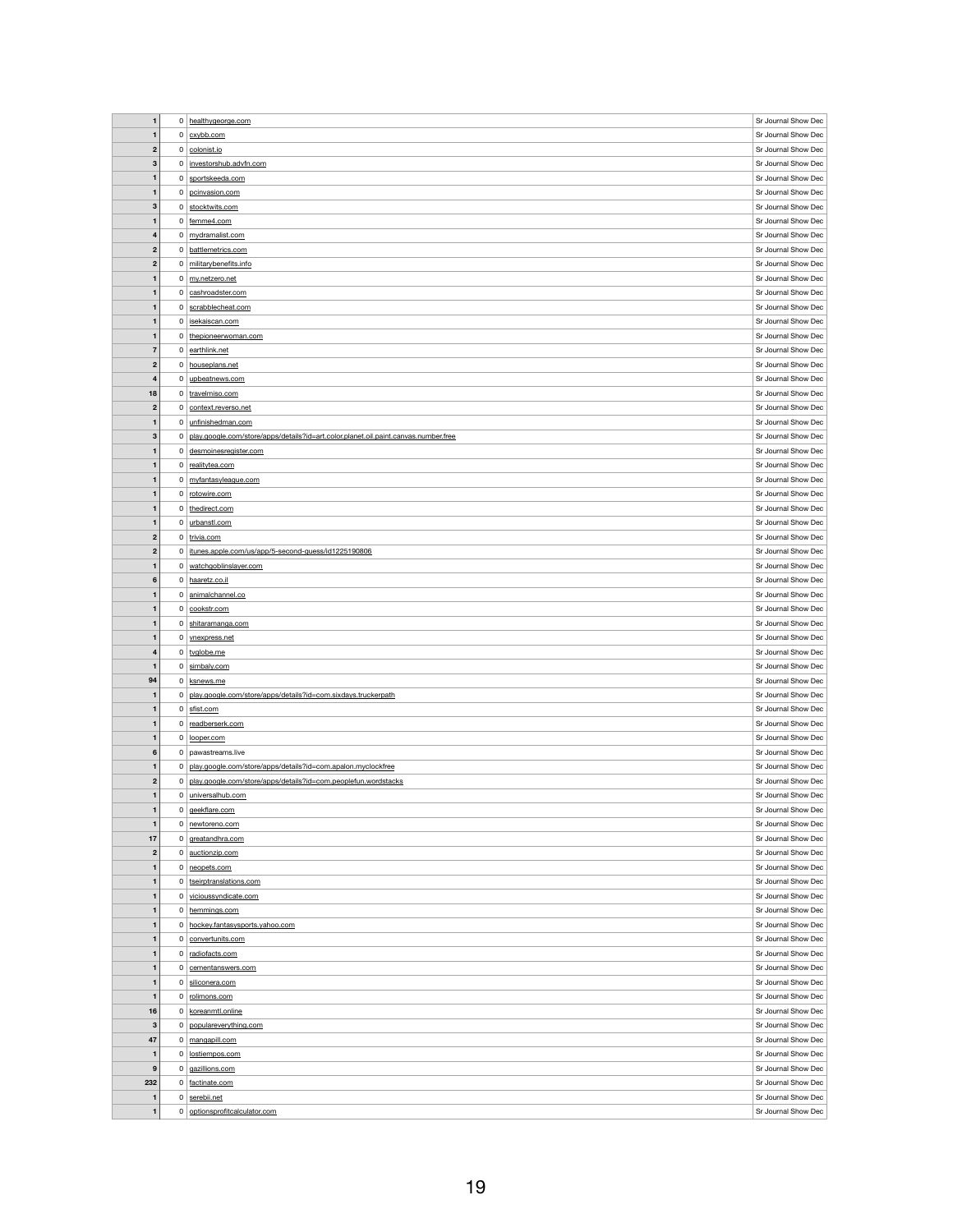| | | | |
|---|---|---|---|
| 1 | 0 | healthygeorge.com | Sr Journal Show Dec |
| 1 | 0 | cxybb.com | Sr Journal Show Dec |
| 2 | 0 | colonist.io | Sr Journal Show Dec |
| 3 | 0 | investorshub.advfn.com | Sr Journal Show Dec |
| 1 | 0 | sportskeeda.com | Sr Journal Show Dec |
| 1 | 0 | pcinvasion.com | Sr Journal Show Dec |
| 3 | 0 | stocktwits.com | Sr Journal Show Dec |
| 1 | 0 | femme4.com | Sr Journal Show Dec |
| 4 | 0 | mydramalist.com | Sr Journal Show Dec |
| 2 | 0 | battlemetrics.com | Sr Journal Show Dec |
| 2 | 0 | militarybenefits.info | Sr Journal Show Dec |
| 1 | 0 | my.netzero.net | Sr Journal Show Dec |
| 1 | 0 | cashroadster.com | Sr Journal Show Dec |
| 1 | 0 | scrabblecheat.com | Sr Journal Show Dec |
| 1 | 0 | isekaiscan.com | Sr Journal Show Dec |
| 1 | 0 | thepioneerwoman.com | Sr Journal Show Dec |
| 7 | 0 | earthlink.net | Sr Journal Show Dec |
| 2 | 0 | houseplans.net | Sr Journal Show Dec |
| 4 | 0 | upbeatnews.com | Sr Journal Show Dec |
| 18 | 0 | travelmiso.com | Sr Journal Show Dec |
| 2 | 0 | context.reverso.net | Sr Journal Show Dec |
| 1 | 0 | unfinishedman.com | Sr Journal Show Dec |
| 3 | 0 | play.google.com/store/apps/details?id=art.color.planet.oil.paint.canvas.number.free | Sr Journal Show Dec |
| 1 | 0 | desmoinesregister.com | Sr Journal Show Dec |
| 1 | 0 | realitytea.com | Sr Journal Show Dec |
| 1 | 0 | myfantasyleague.com | Sr Journal Show Dec |
| 1 | 0 | rotowire.com | Sr Journal Show Dec |
| 1 | 0 | thedirect.com | Sr Journal Show Dec |
| 1 | 0 | urbanstl.com | Sr Journal Show Dec |
| 2 | 0 | trivia.com | Sr Journal Show Dec |
| 2 | 0 | itunes.apple.com/us/app/5-second-guess/id1225190806 | Sr Journal Show Dec |
| 1 | 0 | watchgoblinslayer.com | Sr Journal Show Dec |
| 6 | 0 | haaretz.co.il | Sr Journal Show Dec |
| 1 | 0 | animalchannel.co | Sr Journal Show Dec |
| 1 | 0 | cookstr.com | Sr Journal Show Dec |
| 1 | 0 | shitaramanga.com | Sr Journal Show Dec |
| 1 | 0 | vnexpress.net | Sr Journal Show Dec |
| 4 | 0 | tvglobe.me | Sr Journal Show Dec |
| 1 | 0 | simbaly.com | Sr Journal Show Dec |
| 94 | 0 | ksnews.me | Sr Journal Show Dec |
| 1 | 0 | play.google.com/store/apps/details?id=com.sixdays.truckerpath | Sr Journal Show Dec |
| 1 | 0 | sfist.com | Sr Journal Show Dec |
| 1 | 0 | readberserk.com | Sr Journal Show Dec |
| 1 | 0 | looper.com | Sr Journal Show Dec |
| 6 | 0 | pawastreams.live | Sr Journal Show Dec |
| 1 | 0 | play.google.com/store/apps/details?id=com.apalon.myclockfree | Sr Journal Show Dec |
| 2 | 0 | play.google.com/store/apps/details?id=com.peoplefun.wordstacks | Sr Journal Show Dec |
| 1 | 0 | universalhub.com | Sr Journal Show Dec |
| 1 | 0 | geekflare.com | Sr Journal Show Dec |
| 1 | 0 | newtoreno.com | Sr Journal Show Dec |
| 17 | 0 | greatandhra.com | Sr Journal Show Dec |
| 2 | 0 | auctionzip.com | Sr Journal Show Dec |
| 1 | 0 | neopets.com | Sr Journal Show Dec |
| 1 | 0 | tseirptranslations.com | Sr Journal Show Dec |
| 1 | 0 | viciоussyndicate.com | Sr Journal Show Dec |
| 1 | 0 | hemmings.com | Sr Journal Show Dec |
| 1 | 0 | hockey.fantasysports.yahoo.com | Sr Journal Show Dec |
| 1 | 0 | convertunits.com | Sr Journal Show Dec |
| 1 | 0 | radiofacts.com | Sr Journal Show Dec |
| 1 | 0 | cementanswers.com | Sr Journal Show Dec |
| 1 | 0 | siliconera.com | Sr Journal Show Dec |
| 1 | 0 | rolimons.com | Sr Journal Show Dec |
| 16 | 0 | koreanmtl.online | Sr Journal Show Dec |
| 3 | 0 | populareverything.com | Sr Journal Show Dec |
| 47 | 0 | mangapill.com | Sr Journal Show Dec |
| 1 | 0 | lostiempos.com | Sr Journal Show Dec |
| 9 | 0 | gazillions.com | Sr Journal Show Dec |
| 232 | 0 | factinate.com | Sr Journal Show Dec |
| 1 | 0 | serebii.net | Sr Journal Show Dec |
| 1 | 0 | optionsprofitcalculator.com | Sr Journal Show Dec |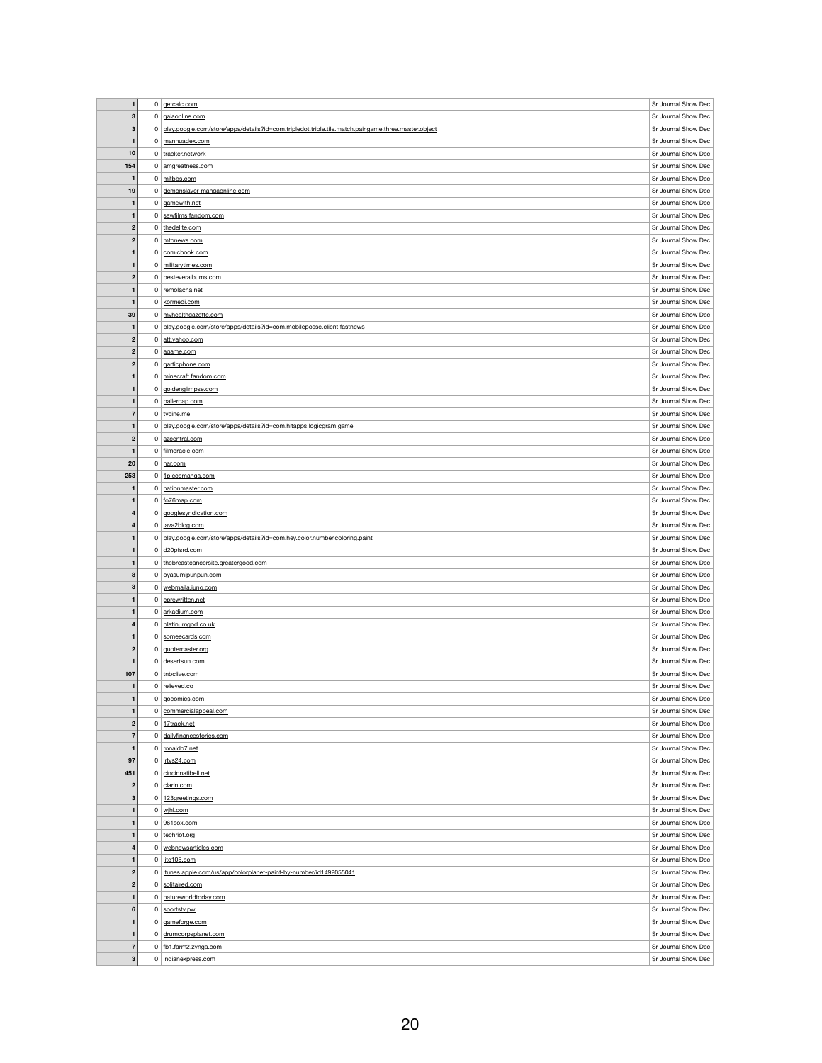| | | | |
|---|---|---|---|
| 1 | 0 | getcalc.com | Sr Journal Show Dec |
| 3 | 0 | gaiaonline.com | Sr Journal Show Dec |
| 3 | 0 | play.google.com/store/apps/details?id=com.tripledot.triple.tile.match.pair.game.three.master.object | Sr Journal Show Dec |
| 1 | 0 | manhuadex.com | Sr Journal Show Dec |
| 10 | 0 | tracker.network | Sr Journal Show Dec |
| 154 | 0 | amgreatness.com | Sr Journal Show Dec |
| 1 | 0 | mitbbs.com | Sr Journal Show Dec |
| 19 | 0 | demonslayer-mangaonline.com | Sr Journal Show Dec |
| 1 | 0 | gamewith.net | Sr Journal Show Dec |
| 1 | 0 | sawfilms.fandom.com | Sr Journal Show Dec |
| 2 | 0 | thedelite.com | Sr Journal Show Dec |
| 2 | 0 | mtonews.com | Sr Journal Show Dec |
| 1 | 0 | comicbook.com | Sr Journal Show Dec |
| 1 | 0 | militarytimes.com | Sr Journal Show Dec |
| 2 | 0 | besteveralbums.com | Sr Journal Show Dec |
| 1 | 0 | remolacha.net | Sr Journal Show Dec |
| 1 | 0 | kormedi.com | Sr Journal Show Dec |
| 39 | 0 | myhealthgazette.com | Sr Journal Show Dec |
| 1 | 0 | play.google.com/store/apps/details?id=com.mobileposse.client.fastnews | Sr Journal Show Dec |
| 2 | 0 | att.yahoo.com | Sr Journal Show Dec |
| 2 | 0 | agame.com | Sr Journal Show Dec |
| 2 | 0 | garticphone.com | Sr Journal Show Dec |
| 1 | 0 | minecraft.fandom.com | Sr Journal Show Dec |
| 1 | 0 | goldenglimpse.com | Sr Journal Show Dec |
| 1 | 0 | ballercap.com | Sr Journal Show Dec |
| 7 | 0 | tvcine.me | Sr Journal Show Dec |
| 1 | 0 | play.google.com/store/apps/details?id=com.hitapps.logicgram.game | Sr Journal Show Dec |
| 2 | 0 | azcentral.com | Sr Journal Show Dec |
| 1 | 0 | filmoracle.com | Sr Journal Show Dec |
| 20 | 0 | har.com | Sr Journal Show Dec |
| 253 | 0 | 1piecemanga.com | Sr Journal Show Dec |
| 1 | 0 | nationmaster.com | Sr Journal Show Dec |
| 1 | 0 | fo76map.com | Sr Journal Show Dec |
| 4 | 0 | googlesyndication.com | Sr Journal Show Dec |
| 4 | 0 | java2blog.com | Sr Journal Show Dec |
| 1 | 0 | play.google.com/store/apps/details?id=com.hey.color.number.coloring.paint | Sr Journal Show Dec |
| 1 | 0 | d20pfsrd.com | Sr Journal Show Dec |
| 1 | 0 | thebreastcancersite.greatergood.com | Sr Journal Show Dec |
| 8 | 0 | oyasumipunpun.com | Sr Journal Show Dec |
| 3 | 0 | webmaila.juno.com | Sr Journal Show Dec |
| 1 | 0 | cprewritten.net | Sr Journal Show Dec |
| 1 | 0 | arkadium.com | Sr Journal Show Dec |
| 4 | 0 | platinumgod.co.uk | Sr Journal Show Dec |
| 1 | 0 | someecards.com | Sr Journal Show Dec |
| 2 | 0 | quotemaster.org | Sr Journal Show Dec |
| 1 | 0 | desertsun.com | Sr Journal Show Dec |
| 107 | 0 | tnbclive.com | Sr Journal Show Dec |
| 1 | 0 | relieved.co | Sr Journal Show Dec |
| 1 | 0 | gocomics.com | Sr Journal Show Dec |
| 1 | 0 | commercialappeal.com | Sr Journal Show Dec |
| 2 | 0 | 17track.net | Sr Journal Show Dec |
| 7 | 0 | dailyfinancestories.com | Sr Journal Show Dec |
| 1 | 0 | ronaldo7.net | Sr Journal Show Dec |
| 97 | 0 | irtvs24.com | Sr Journal Show Dec |
| 451 | 0 | cincinnatibell.net | Sr Journal Show Dec |
| 2 | 0 | clarin.com | Sr Journal Show Dec |
| 3 | 0 | 123greetings.com | Sr Journal Show Dec |
| 1 | 0 | wjhl.com | Sr Journal Show Dec |
| 1 | 0 | 961sox.com | Sr Journal Show Dec |
| 1 | 0 | techriot.org | Sr Journal Show Dec |
| 4 | 0 | webnewsarticles.com | Sr Journal Show Dec |
| 1 | 0 | lite105.com | Sr Journal Show Dec |
| 2 | 0 | itunes.apple.com/us/app/colorplanet-paint-by-number/id1492055041 | Sr Journal Show Dec |
| 2 | 0 | solitaired.com | Sr Journal Show Dec |
| 1 | 0 | natureworldtoday.com | Sr Journal Show Dec |
| 6 | 0 | sportstv.pw | Sr Journal Show Dec |
| 1 | 0 | gameforge.com | Sr Journal Show Dec |
| 1 | 0 | drumcorpsplanet.com | Sr Journal Show Dec |
| 7 | 0 | fb1.farm2.zynga.com | Sr Journal Show Dec |
| 3 | 0 | indianexpress.com | Sr Journal Show Dec |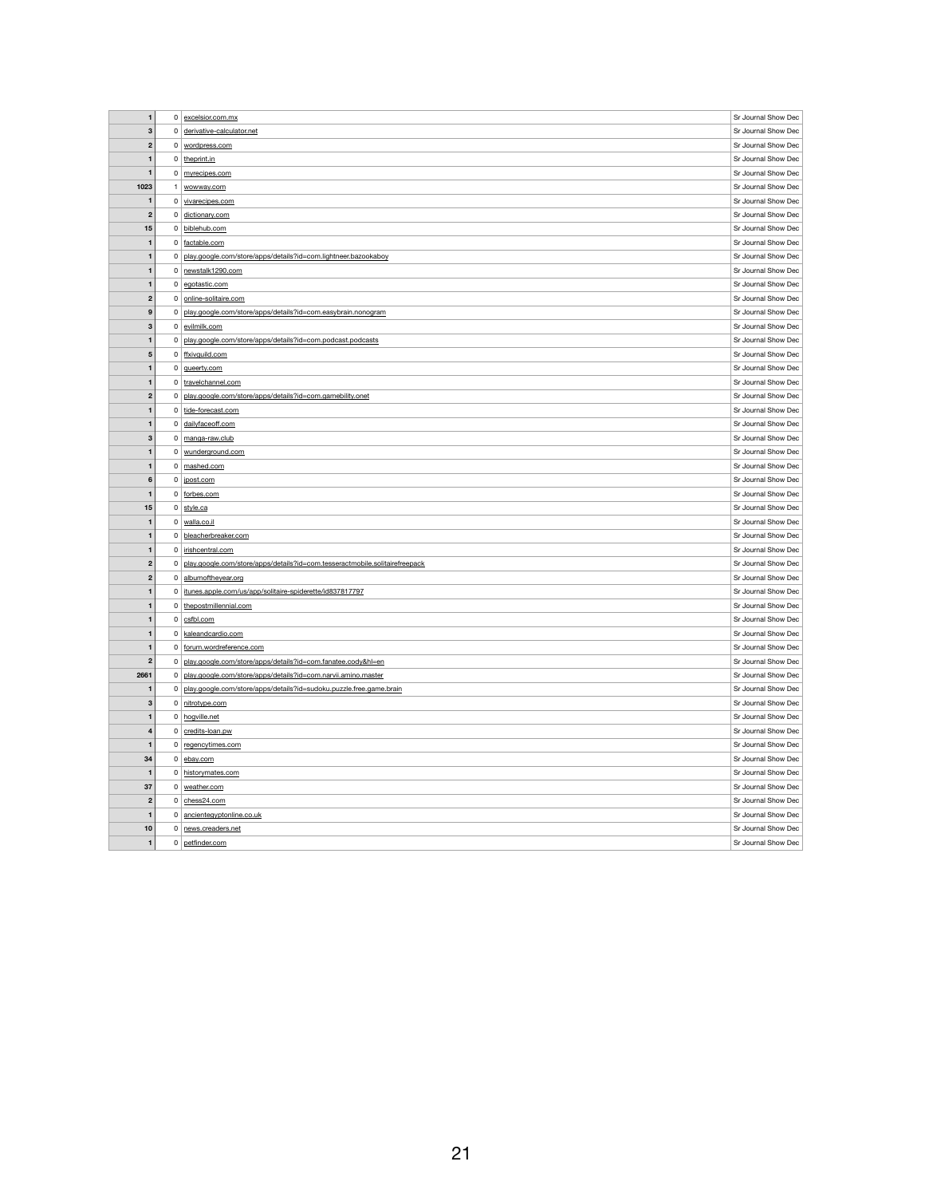| | | | |
|---|---|---|---|
| 1 | 0 | excelsior.com.mx | Sr Journal Show Dec |
| 3 | 0 | derivative-calculator.net | Sr Journal Show Dec |
| 2 | 0 | wordpress.com | Sr Journal Show Dec |
| 1 | 0 | theprint.in | Sr Journal Show Dec |
| 1 | 0 | myrecipes.com | Sr Journal Show Dec |
| 1023 | 1 | wowway.com | Sr Journal Show Dec |
| 1 | 0 | vivarecipes.com | Sr Journal Show Dec |
| 2 | 0 | dictionary.com | Sr Journal Show Dec |
| 15 | 0 | biblehub.com | Sr Journal Show Dec |
| 1 | 0 | factable.com | Sr Journal Show Dec |
| 1 | 0 | play.google.com/store/apps/details?id=com.lightneer.bazookaboy | Sr Journal Show Dec |
| 1 | 0 | newstalk1290.com | Sr Journal Show Dec |
| 1 | 0 | egotastic.com | Sr Journal Show Dec |
| 2 | 0 | online-solitaire.com | Sr Journal Show Dec |
| 9 | 0 | play.google.com/store/apps/details?id=com.easybrain.nonogram | Sr Journal Show Dec |
| 3 | 0 | evilmilk.com | Sr Journal Show Dec |
| 1 | 0 | play.google.com/store/apps/details?id=com.podcast.podcasts | Sr Journal Show Dec |
| 5 | 0 | ffxivguild.com | Sr Journal Show Dec |
| 1 | 0 | queerty.com | Sr Journal Show Dec |
| 1 | 0 | travelchannel.com | Sr Journal Show Dec |
| 2 | 0 | play.google.com/store/apps/details?id=com.gamebility.onet | Sr Journal Show Dec |
| 1 | 0 | tide-forecast.com | Sr Journal Show Dec |
| 1 | 0 | dailyfaceoff.com | Sr Journal Show Dec |
| 3 | 0 | manga-raw.club | Sr Journal Show Dec |
| 1 | 0 | wunderground.com | Sr Journal Show Dec |
| 1 | 0 | mashed.com | Sr Journal Show Dec |
| 6 | 0 | jpost.com | Sr Journal Show Dec |
| 1 | 0 | forbes.com | Sr Journal Show Dec |
| 15 | 0 | style.ca | Sr Journal Show Dec |
| 1 | 0 | walla.co.il | Sr Journal Show Dec |
| 1 | 0 | bleacherbreaker.com | Sr Journal Show Dec |
| 1 | 0 | irishcentral.com | Sr Journal Show Dec |
| 2 | 0 | play.google.com/store/apps/details?id=com.tesseractmobile.solitairefreepack | Sr Journal Show Dec |
| 2 | 0 | albumoftheyear.org | Sr Journal Show Dec |
| 1 | 0 | itunes.apple.com/us/app/solitaire-spiderette/id837817797 | Sr Journal Show Dec |
| 1 | 0 | thepostmillennial.com | Sr Journal Show Dec |
| 1 | 0 | csfbl.com | Sr Journal Show Dec |
| 1 | 0 | kaleandcardio.com | Sr Journal Show Dec |
| 1 | 0 | forum.wordreference.com | Sr Journal Show Dec |
| 2 | 0 | play.google.com/store/apps/details?id=com.fanatee.cody&hl=en | Sr Journal Show Dec |
| 2661 | 0 | play.google.com/store/apps/details?id=com.narvii.amino.master | Sr Journal Show Dec |
| 1 | 0 | play.google.com/store/apps/details?id=sudoku.puzzle.free.game.brain | Sr Journal Show Dec |
| 3 | 0 | nitrotype.com | Sr Journal Show Dec |
| 1 | 0 | hogville.net | Sr Journal Show Dec |
| 4 | 0 | credits-loan.pw | Sr Journal Show Dec |
| 1 | 0 | regencytimes.com | Sr Journal Show Dec |
| 34 | 0 | ebay.com | Sr Journal Show Dec |
| 1 | 0 | historymates.com | Sr Journal Show Dec |
| 37 | 0 | weather.com | Sr Journal Show Dec |
| 2 | 0 | chess24.com | Sr Journal Show Dec |
| 1 | 0 | ancientegyptonline.co.uk | Sr Journal Show Dec |
| 10 | 0 | news.creaders.net | Sr Journal Show Dec |
| 1 | 0 | petfinder.com | Sr Journal Show Dec |